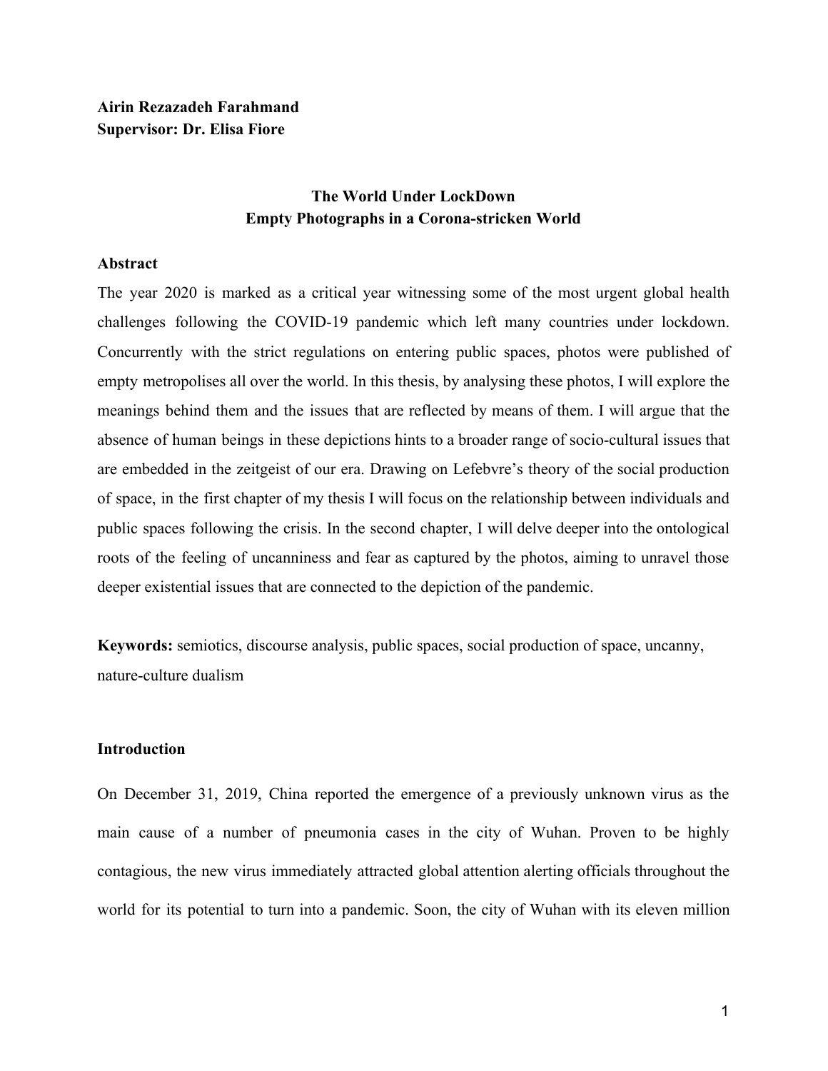**Airin Rezazadeh Farahmand**
**Supervisor: Dr. Elisa Fiore**

# The World Under LockDown
## Empty Photographs in a Corona-stricken World

### Abstract

The year 2020 is marked as a critical year witnessing some of the most urgent global health challenges following the COVID-19 pandemic which left many countries under lockdown. Concurrently with the strict regulations on entering public spaces, photos were published of empty metropolises all over the world. In this thesis, by analysing these photos, I will explore the meanings behind them and the issues that are reflected by means of them. I will argue that the absence of human beings in these depictions hints to a broader range of socio-cultural issues that are embedded in the zeitgeist of our era. Drawing on Lefebvre's theory of the social production of space, in the first chapter of my thesis I will focus on the relationship between individuals and public spaces following the crisis. In the second chapter, I will delve deeper into the ontological roots of the feeling of uncanniness and fear as captured by the photos, aiming to unravel those deeper existential issues that are connected to the depiction of the pandemic.

**Keywords:** semiotics, discourse analysis, public spaces, social production of space, uncanny, nature-culture dualism

### Introduction

On December 31, 2019, China reported the emergence of a previously unknown virus as the main cause of a number of pneumonia cases in the city of Wuhan. Proven to be highly contagious, the new virus immediately attracted global attention alerting officials throughout the world for its potential to turn into a pandemic. Soon, the city of Wuhan with its eleven million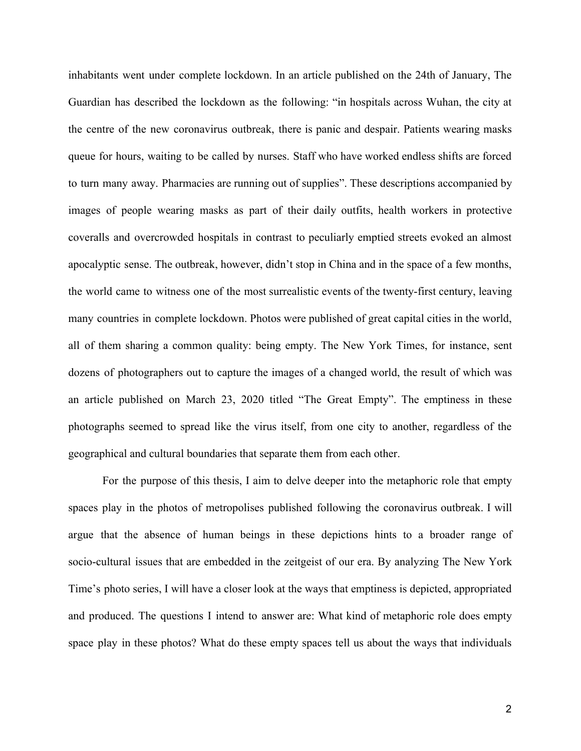inhabitants went under complete lockdown. In an article published on the 24th of January, The Guardian has described the lockdown as the following: "in hospitals across Wuhan, the city at the centre of the new coronavirus outbreak, there is panic and despair. Patients wearing masks queue for hours, waiting to be called by nurses. Staff who have worked endless shifts are forced to turn many away. Pharmacies are running out of supplies". These descriptions accompanied by images of people wearing masks as part of their daily outfits, health workers in protective coveralls and overcrowded hospitals in contrast to peculiarly emptied streets evoked an almost apocalyptic sense. The outbreak, however, didn't stop in China and in the space of a few months, the world came to witness one of the most surrealistic events of the twenty-first century, leaving many countries in complete lockdown. Photos were published of great capital cities in the world, all of them sharing a common quality: being empty. The New York Times, for instance, sent dozens of photographers out to capture the images of a changed world, the result of which was an article published on March 23, 2020 titled "The Great Empty". The emptiness in these photographs seemed to spread like the virus itself, from one city to another, regardless of the geographical and cultural boundaries that separate them from each other.

For the purpose of this thesis, I aim to delve deeper into the metaphoric role that empty spaces play in the photos of metropolises published following the coronavirus outbreak. I will argue that the absence of human beings in these depictions hints to a broader range of socio-cultural issues that are embedded in the zeitgeist of our era. By analyzing The New York Time's photo series, I will have a closer look at the ways that emptiness is depicted, appropriated and produced. The questions I intend to answer are: What kind of metaphoric role does empty space play in these photos? What do these empty spaces tell us about the ways that individuals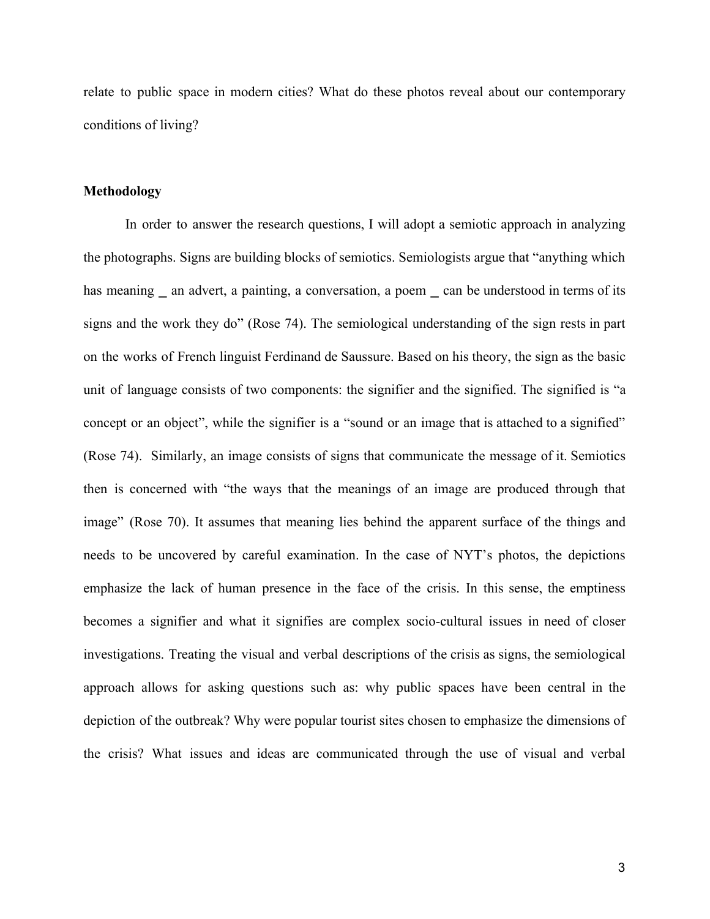relate to public space in modern cities? What do these photos reveal about our contemporary conditions of living?

## Methodology

In order to answer the research questions, I will adopt a semiotic approach in analyzing the photographs. Signs are building blocks of semiotics. Semiologists argue that "anything which has meaning _ an advert, a painting, a conversation, a poem _ can be understood in terms of its signs and the work they do" (Rose 74). The semiological understanding of the sign rests in part on the works of French linguist Ferdinand de Saussure. Based on his theory, the sign as the basic unit of language consists of two components: the signifier and the signified. The signified is "a concept or an object", while the signifier is a "sound or an image that is attached to a signified" (Rose 74). Similarly, an image consists of signs that communicate the message of it. Semiotics then is concerned with "the ways that the meanings of an image are produced through that image" (Rose 70). It assumes that meaning lies behind the apparent surface of the things and needs to be uncovered by careful examination. In the case of NYT's photos, the depictions emphasize the lack of human presence in the face of the crisis. In this sense, the emptiness becomes a signifier and what it signifies are complex socio-cultural issues in need of closer investigations. Treating the visual and verbal descriptions of the crisis as signs, the semiological approach allows for asking questions such as: why public spaces have been central in the depiction of the outbreak? Why were popular tourist sites chosen to emphasize the dimensions of the crisis? What issues and ideas are communicated through the use of visual and verbal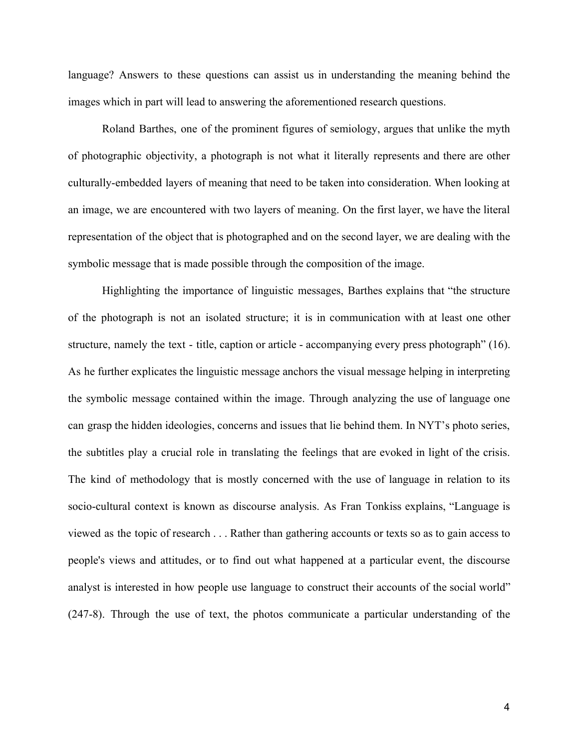language? Answers to these questions can assist us in understanding the meaning behind the images which in part will lead to answering the aforementioned research questions.

Roland Barthes, one of the prominent figures of semiology, argues that unlike the myth of photographic objectivity, a photograph is not what it literally represents and there are other culturally-embedded layers of meaning that need to be taken into consideration. When looking at an image, we are encountered with two layers of meaning. On the first layer, we have the literal representation of the object that is photographed and on the second layer, we are dealing with the symbolic message that is made possible through the composition of the image.

Highlighting the importance of linguistic messages, Barthes explains that "the structure of the photograph is not an isolated structure; it is in communication with at least one other structure, namely the text - title, caption or article - accompanying every press photograph" (16). As he further explicates the linguistic message anchors the visual message helping in interpreting the symbolic message contained within the image. Through analyzing the use of language one can grasp the hidden ideologies, concerns and issues that lie behind them. In NYT's photo series, the subtitles play a crucial role in translating the feelings that are evoked in light of the crisis. The kind of methodology that is mostly concerned with the use of language in relation to its socio-cultural context is known as discourse analysis. As Fran Tonkiss explains, "Language is viewed as the topic of research . . . Rather than gathering accounts or texts so as to gain access to people's views and attitudes, or to find out what happened at a particular event, the discourse analyst is interested in how people use language to construct their accounts of the social world" (247-8). Through the use of text, the photos communicate a particular understanding of the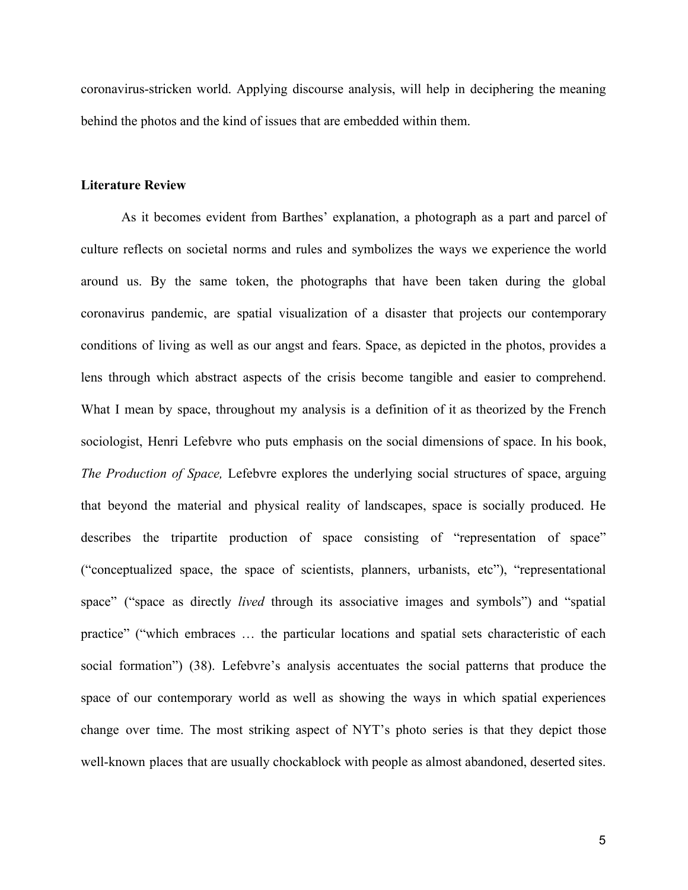coronavirus-stricken world. Applying discourse analysis, will help in deciphering the meaning behind the photos and the kind of issues that are embedded within them.

## Literature Review

As it becomes evident from Barthes' explanation, a photograph as a part and parcel of culture reflects on societal norms and rules and symbolizes the ways we experience the world around us. By the same token, the photographs that have been taken during the global coronavirus pandemic, are spatial visualization of a disaster that projects our contemporary conditions of living as well as our angst and fears. Space, as depicted in the photos, provides a lens through which abstract aspects of the crisis become tangible and easier to comprehend. What I mean by space, throughout my analysis is a definition of it as theorized by the French sociologist, Henri Lefebvre who puts emphasis on the social dimensions of space. In his book, *The Production of Space,* Lefebvre explores the underlying social structures of space, arguing that beyond the material and physical reality of landscapes, space is socially produced. He describes the tripartite production of space consisting of "representation of space" ("conceptualized space, the space of scientists, planners, urbanists, etc"), "representational space" ("space as directly *lived* through its associative images and symbols") and "spatial practice" ("which embraces … the particular locations and spatial sets characteristic of each social formation") (38). Lefebvre's analysis accentuates the social patterns that produce the space of our contemporary world as well as showing the ways in which spatial experiences change over time. The most striking aspect of NYT's photo series is that they depict those well-known places that are usually chockablock with people as almost abandoned, deserted sites.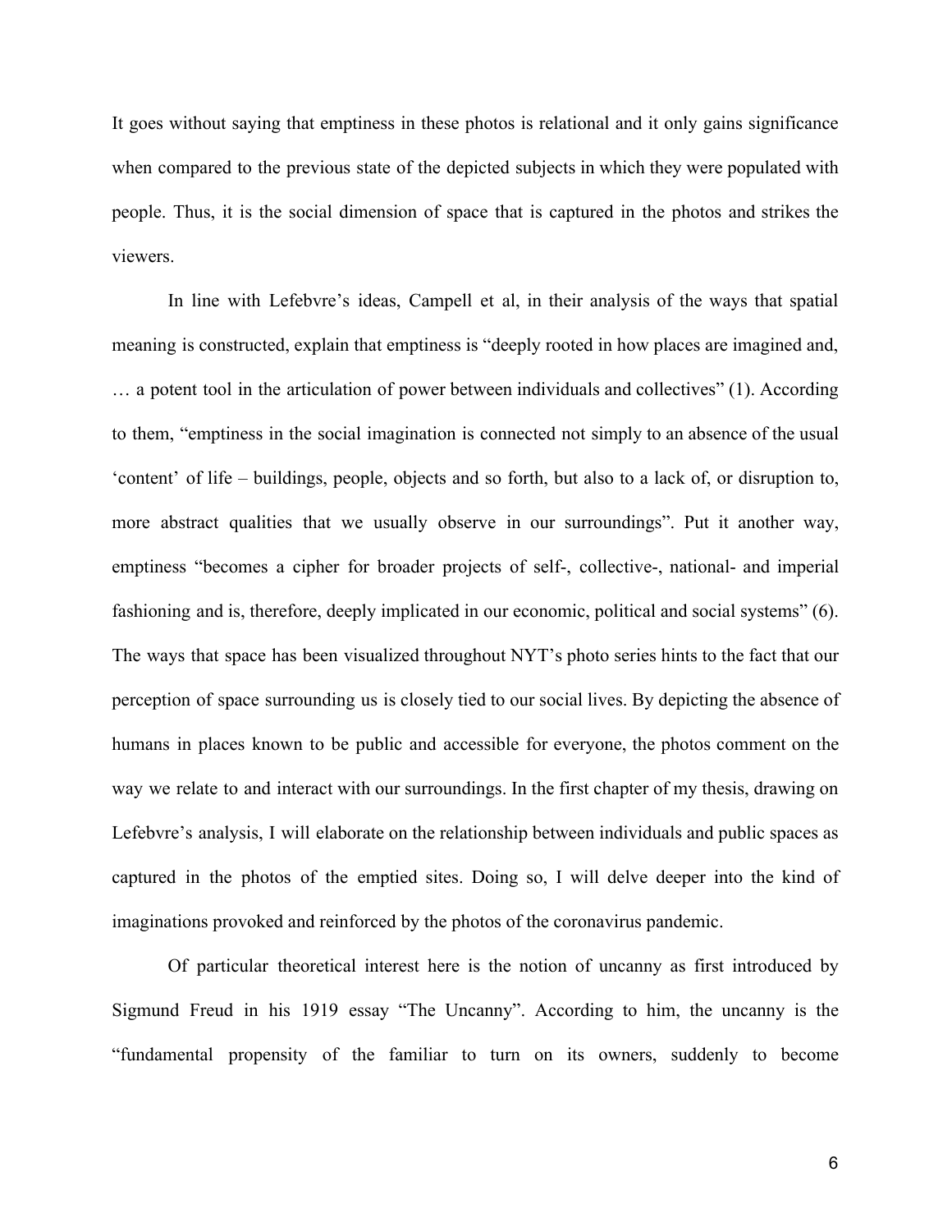It goes without saying that emptiness in these photos is relational and it only gains significance when compared to the previous state of the depicted subjects in which they were populated with people. Thus, it is the social dimension of space that is captured in the photos and strikes the viewers.

In line with Lefebvre's ideas, Campell et al, in their analysis of the ways that spatial meaning is constructed, explain that emptiness is "deeply rooted in how places are imagined and, … a potent tool in the articulation of power between individuals and collectives" (1). According to them, "emptiness in the social imagination is connected not simply to an absence of the usual 'content' of life – buildings, people, objects and so forth, but also to a lack of, or disruption to, more abstract qualities that we usually observe in our surroundings". Put it another way, emptiness "becomes a cipher for broader projects of self-, collective-, national- and imperial fashioning and is, therefore, deeply implicated in our economic, political and social systems" (6). The ways that space has been visualized throughout NYT's photo series hints to the fact that our perception of space surrounding us is closely tied to our social lives. By depicting the absence of humans in places known to be public and accessible for everyone, the photos comment on the way we relate to and interact with our surroundings. In the first chapter of my thesis, drawing on Lefebvre's analysis, I will elaborate on the relationship between individuals and public spaces as captured in the photos of the emptied sites. Doing so, I will delve deeper into the kind of imaginations provoked and reinforced by the photos of the coronavirus pandemic.

Of particular theoretical interest here is the notion of uncanny as first introduced by Sigmund Freud in his 1919 essay "The Uncanny". According to him, the uncanny is the "fundamental propensity of the familiar to turn on its owners, suddenly to become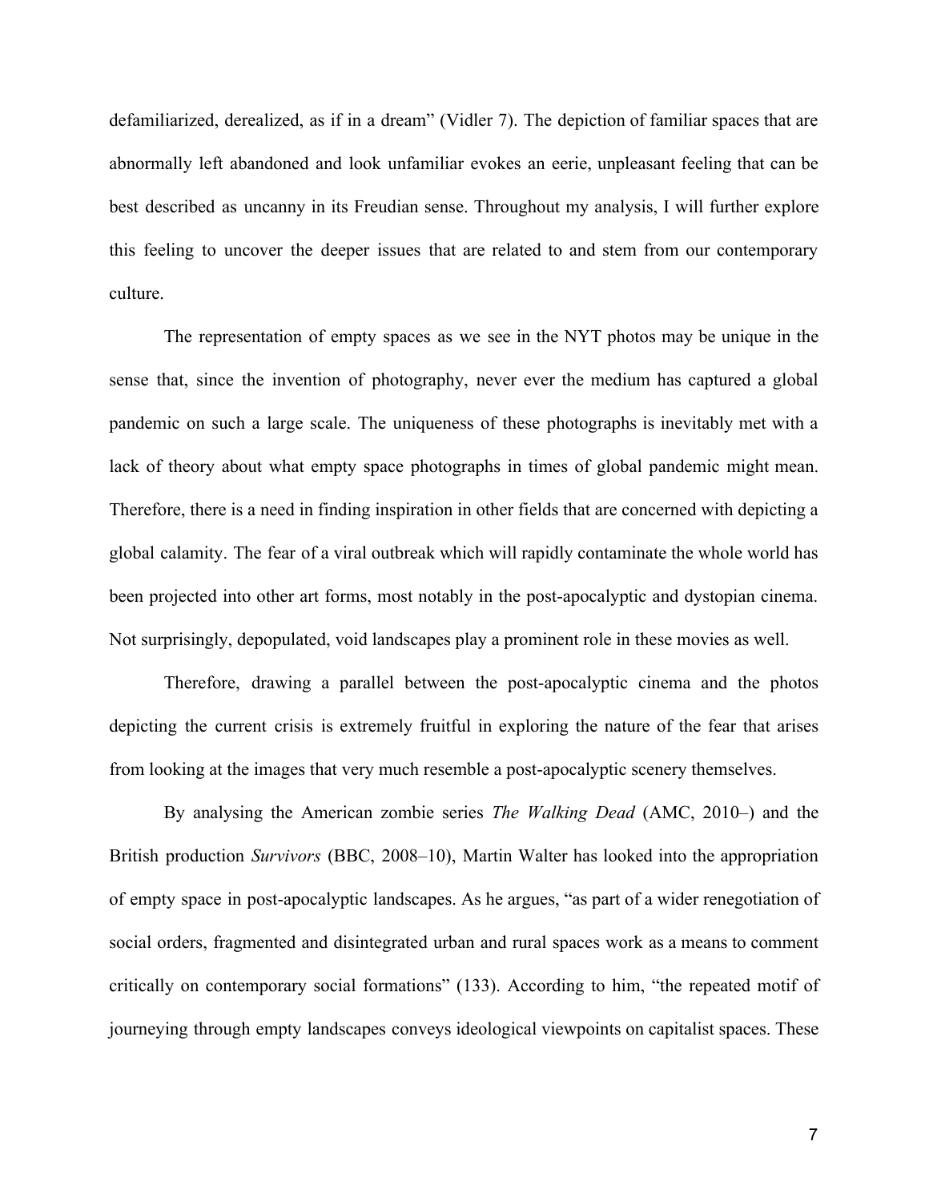defamiliarized, derealized, as if in a dream" (Vidler 7). The depiction of familiar spaces that are abnormally left abandoned and look unfamiliar evokes an eerie, unpleasant feeling that can be best described as uncanny in its Freudian sense. Throughout my analysis, I will further explore this feeling to uncover the deeper issues that are related to and stem from our contemporary culture.

The representation of empty spaces as we see in the NYT photos may be unique in the sense that, since the invention of photography, never ever the medium has captured a global pandemic on such a large scale. The uniqueness of these photographs is inevitably met with a lack of theory about what empty space photographs in times of global pandemic might mean. Therefore, there is a need in finding inspiration in other fields that are concerned with depicting a global calamity. The fear of a viral outbreak which will rapidly contaminate the whole world has been projected into other art forms, most notably in the post-apocalyptic and dystopian cinema. Not surprisingly, depopulated, void landscapes play a prominent role in these movies as well.

Therefore, drawing a parallel between the post-apocalyptic cinema and the photos depicting the current crisis is extremely fruitful in exploring the nature of the fear that arises from looking at the images that very much resemble a post-apocalyptic scenery themselves.

By analysing the American zombie series *The Walking Dead* (AMC, 2010–) and the British production *Survivors* (BBC, 2008–10), Martin Walter has looked into the appropriation of empty space in post-apocalyptic landscapes. As he argues, "as part of a wider renegotiation of social orders, fragmented and disintegrated urban and rural spaces work as a means to comment critically on contemporary social formations" (133). According to him, "the repeated motif of journeying through empty landscapes conveys ideological viewpoints on capitalist spaces. These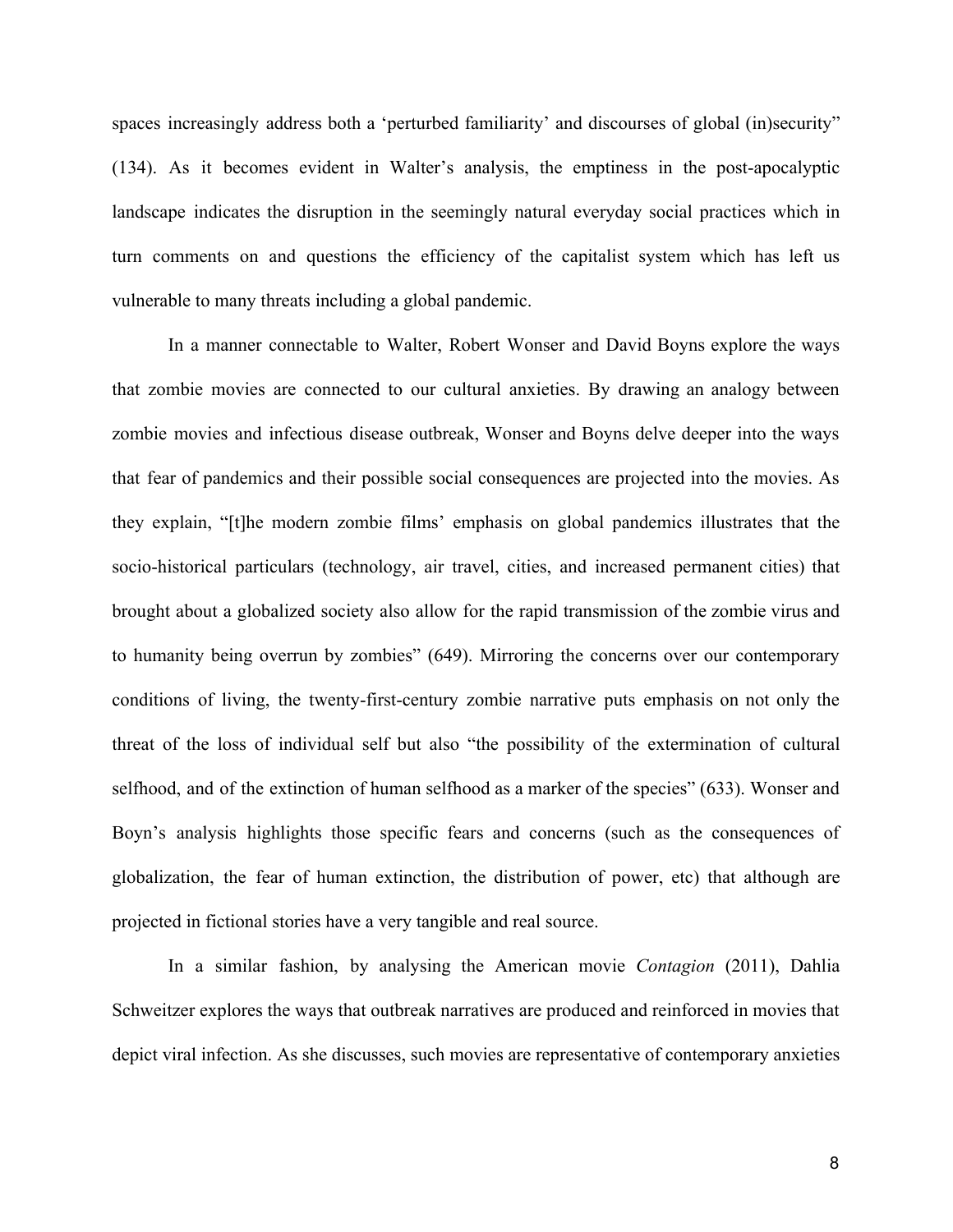spaces increasingly address both a 'perturbed familiarity' and discourses of global (in)security" (134). As it becomes evident in Walter's analysis, the emptiness in the post-apocalyptic landscape indicates the disruption in the seemingly natural everyday social practices which in turn comments on and questions the efficiency of the capitalist system which has left us vulnerable to many threats including a global pandemic.

In a manner connectable to Walter, Robert Wonser and David Boyns explore the ways that zombie movies are connected to our cultural anxieties. By drawing an analogy between zombie movies and infectious disease outbreak, Wonser and Boyns delve deeper into the ways that fear of pandemics and their possible social consequences are projected into the movies. As they explain, "[t]he modern zombie films' emphasis on global pandemics illustrates that the socio-historical particulars (technology, air travel, cities, and increased permanent cities) that brought about a globalized society also allow for the rapid transmission of the zombie virus and to humanity being overrun by zombies" (649). Mirroring the concerns over our contemporary conditions of living, the twenty-first-century zombie narrative puts emphasis on not only the threat of the loss of individual self but also "the possibility of the extermination of cultural selfhood, and of the extinction of human selfhood as a marker of the species" (633). Wonser and Boyn's analysis highlights those specific fears and concerns (such as the consequences of globalization, the fear of human extinction, the distribution of power, etc) that although are projected in fictional stories have a very tangible and real source.

In a similar fashion, by analysing the American movie *Contagion* (2011), Dahlia Schweitzer explores the ways that outbreak narratives are produced and reinforced in movies that depict viral infection. As she discusses, such movies are representative of contemporary anxieties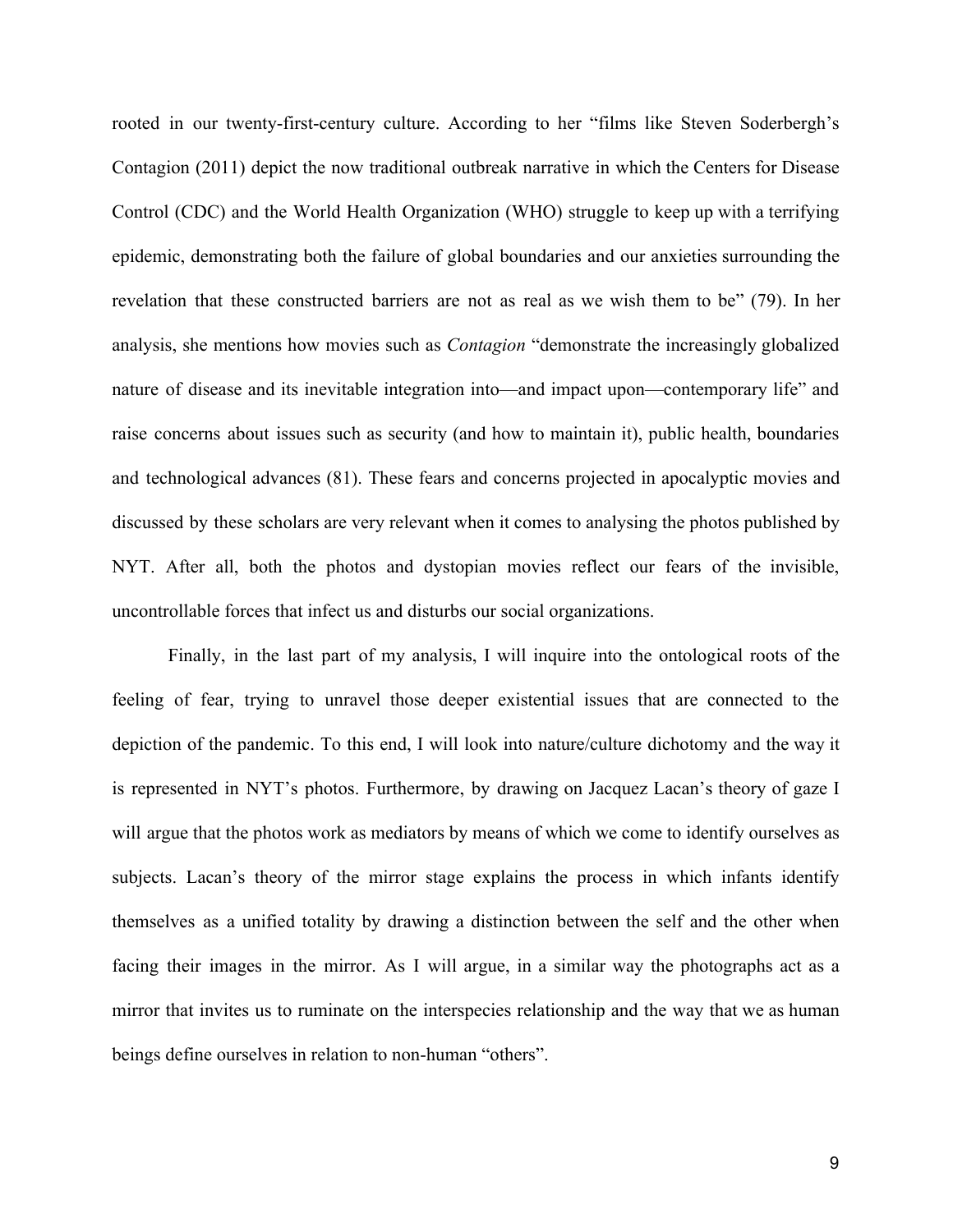rooted in our twenty-first-century culture. According to her "films like Steven Soderbergh's Contagion (2011) depict the now traditional outbreak narrative in which the Centers for Disease Control (CDC) and the World Health Organization (WHO) struggle to keep up with a terrifying epidemic, demonstrating both the failure of global boundaries and our anxieties surrounding the revelation that these constructed barriers are not as real as we wish them to be" (79). In her analysis, she mentions how movies such as *Contagion* "demonstrate the increasingly globalized nature of disease and its inevitable integration into—and impact upon—contemporary life" and raise concerns about issues such as security (and how to maintain it), public health, boundaries and technological advances (81). These fears and concerns projected in apocalyptic movies and discussed by these scholars are very relevant when it comes to analysing the photos published by NYT. After all, both the photos and dystopian movies reflect our fears of the invisible, uncontrollable forces that infect us and disturbs our social organizations.

Finally, in the last part of my analysis, I will inquire into the ontological roots of the feeling of fear, trying to unravel those deeper existential issues that are connected to the depiction of the pandemic. To this end, I will look into nature/culture dichotomy and the way it is represented in NYT's photos. Furthermore, by drawing on Jacquez Lacan's theory of gaze I will argue that the photos work as mediators by means of which we come to identify ourselves as subjects. Lacan's theory of the mirror stage explains the process in which infants identify themselves as a unified totality by drawing a distinction between the self and the other when facing their images in the mirror. As I will argue, in a similar way the photographs act as a mirror that invites us to ruminate on the interspecies relationship and the way that we as human beings define ourselves in relation to non-human "others".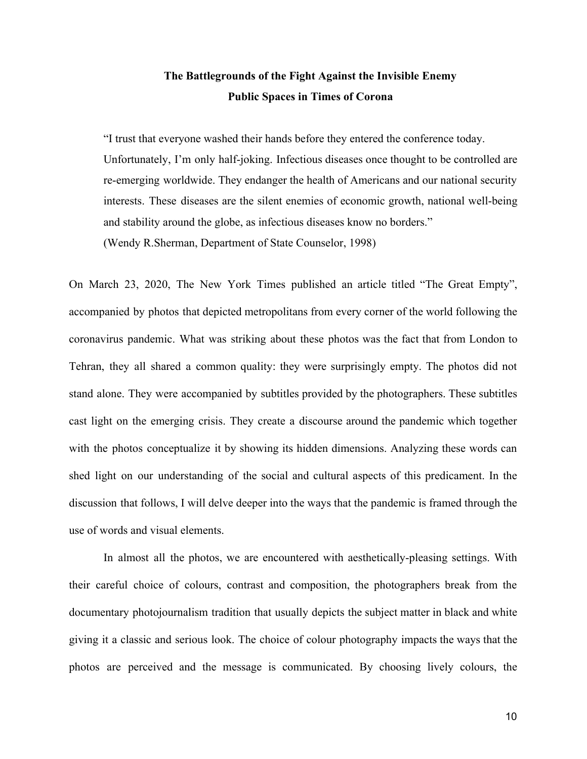## The Battlegrounds of the Fight Against the Invisible Enemy
## Public Spaces in Times of Corona

> "I trust that everyone washed their hands before they entered the conference today. Unfortunately, I'm only half-joking. Infectious diseases once thought to be controlled are re-emerging worldwide. They endanger the health of Americans and our national security interests. These diseases are the silent enemies of economic growth, national well-being and stability around the globe, as infectious diseases know no borders."
> (Wendy R.Sherman, Department of State Counselor, 1998)

On March 23, 2020, The New York Times published an article titled "The Great Empty", accompanied by photos that depicted metropolitans from every corner of the world following the coronavirus pandemic. What was striking about these photos was the fact that from London to Tehran, they all shared a common quality: they were surprisingly empty. The photos did not stand alone. They were accompanied by subtitles provided by the photographers. These subtitles cast light on the emerging crisis. They create a discourse around the pandemic which together with the photos conceptualize it by showing its hidden dimensions. Analyzing these words can shed light on our understanding of the social and cultural aspects of this predicament. In the discussion that follows, I will delve deeper into the ways that the pandemic is framed through the use of words and visual elements.

In almost all the photos, we are encountered with aesthetically-pleasing settings. With their careful choice of colours, contrast and composition, the photographers break from the documentary photojournalism tradition that usually depicts the subject matter in black and white giving it a classic and serious look. The choice of colour photography impacts the ways that the photos are perceived and the message is communicated. By choosing lively colours, the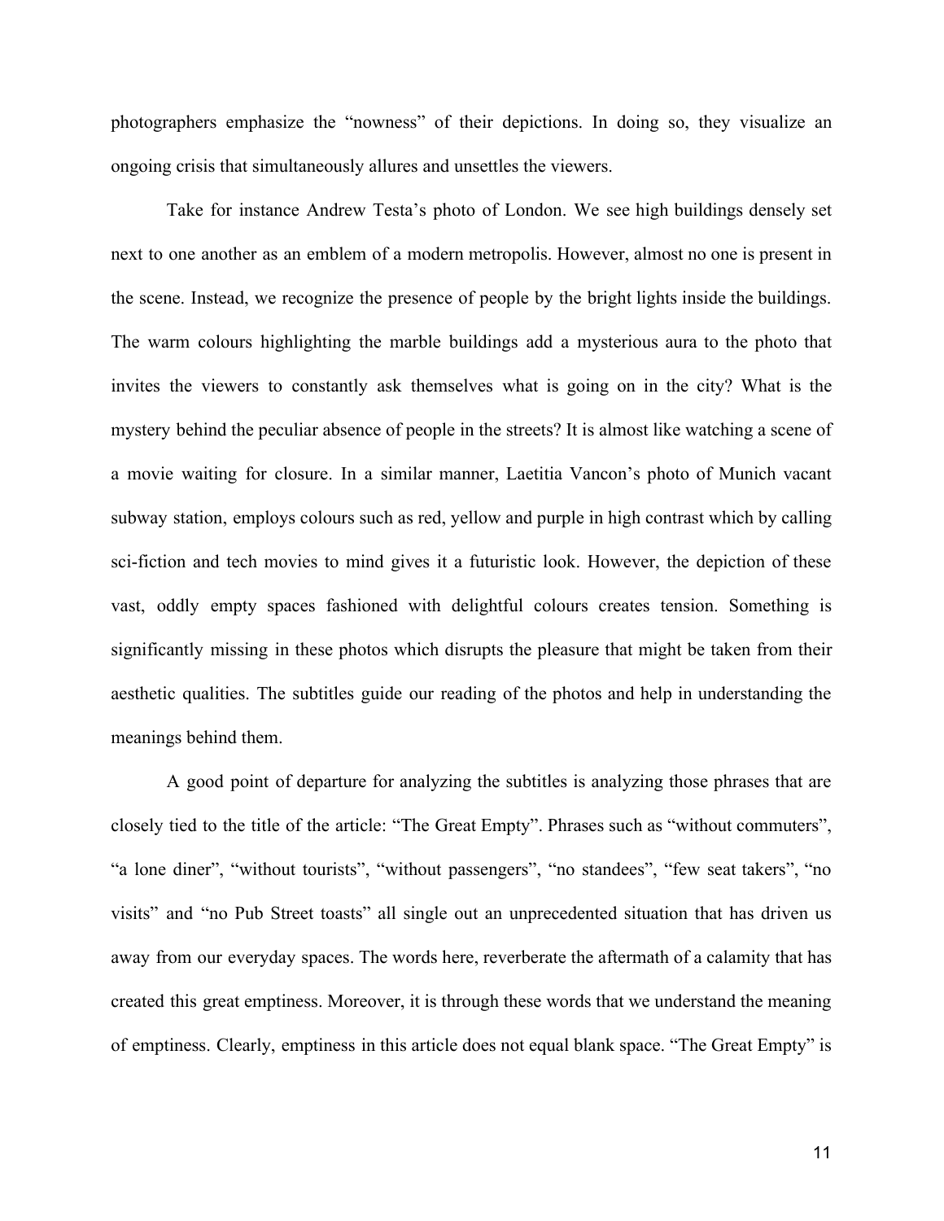photographers emphasize the "nowness" of their depictions. In doing so, they visualize an ongoing crisis that simultaneously allures and unsettles the viewers.

Take for instance Andrew Testa's photo of London. We see high buildings densely set next to one another as an emblem of a modern metropolis. However, almost no one is present in the scene. Instead, we recognize the presence of people by the bright lights inside the buildings. The warm colours highlighting the marble buildings add a mysterious aura to the photo that invites the viewers to constantly ask themselves what is going on in the city? What is the mystery behind the peculiar absence of people in the streets? It is almost like watching a scene of a movie waiting for closure. In a similar manner, Laetitia Vancon's photo of Munich vacant subway station, employs colours such as red, yellow and purple in high contrast which by calling sci-fiction and tech movies to mind gives it a futuristic look. However, the depiction of these vast, oddly empty spaces fashioned with delightful colours creates tension. Something is significantly missing in these photos which disrupts the pleasure that might be taken from their aesthetic qualities. The subtitles guide our reading of the photos and help in understanding the meanings behind them.

A good point of departure for analyzing the subtitles is analyzing those phrases that are closely tied to the title of the article: "The Great Empty". Phrases such as "without commuters", "a lone diner", "without tourists", "without passengers", "no standees", "few seat takers", "no visits" and "no Pub Street toasts" all single out an unprecedented situation that has driven us away from our everyday spaces. The words here, reverberate the aftermath of a calamity that has created this great emptiness. Moreover, it is through these words that we understand the meaning of emptiness. Clearly, emptiness in this article does not equal blank space. "The Great Empty" is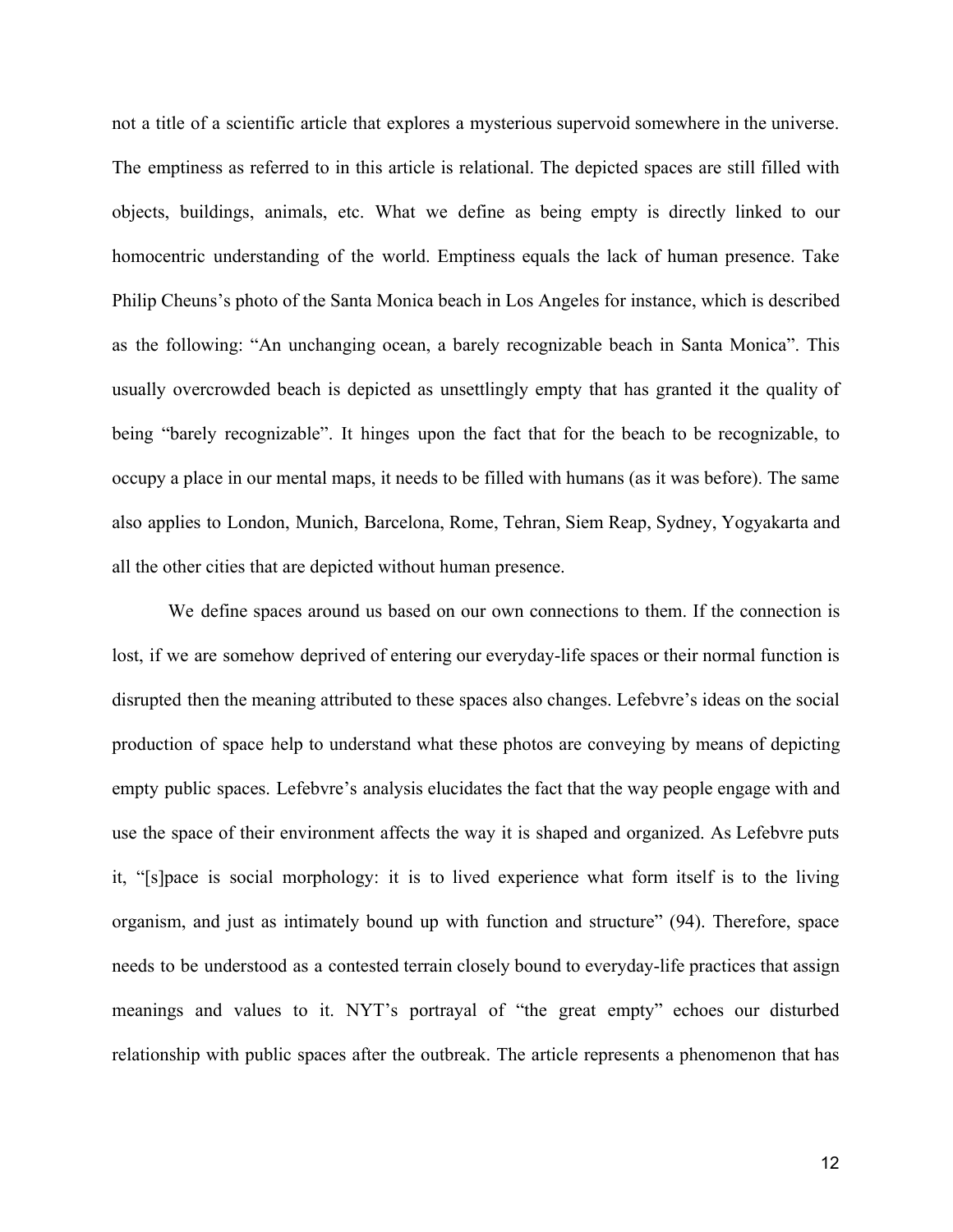not a title of a scientific article that explores a mysterious supervoid somewhere in the universe. The emptiness as referred to in this article is relational. The depicted spaces are still filled with objects, buildings, animals, etc. What we define as being empty is directly linked to our homocentric understanding of the world. Emptiness equals the lack of human presence. Take Philip Cheuns's photo of the Santa Monica beach in Los Angeles for instance, which is described as the following: "An unchanging ocean, a barely recognizable beach in Santa Monica". This usually overcrowded beach is depicted as unsettlingly empty that has granted it the quality of being "barely recognizable". It hinges upon the fact that for the beach to be recognizable, to occupy a place in our mental maps, it needs to be filled with humans (as it was before). The same also applies to London, Munich, Barcelona, Rome, Tehran, Siem Reap, Sydney, Yogyakarta and all the other cities that are depicted without human presence.

We define spaces around us based on our own connections to them. If the connection is lost, if we are somehow deprived of entering our everyday-life spaces or their normal function is disrupted then the meaning attributed to these spaces also changes. Lefebvre's ideas on the social production of space help to understand what these photos are conveying by means of depicting empty public spaces. Lefebvre's analysis elucidates the fact that the way people engage with and use the space of their environment affects the way it is shaped and organized. As Lefebvre puts it, "[s]pace is social morphology: it is to lived experience what form itself is to the living organism, and just as intimately bound up with function and structure" (94). Therefore, space needs to be understood as a contested terrain closely bound to everyday-life practices that assign meanings and values to it. NYT's portrayal of "the great empty" echoes our disturbed relationship with public spaces after the outbreak. The article represents a phenomenon that has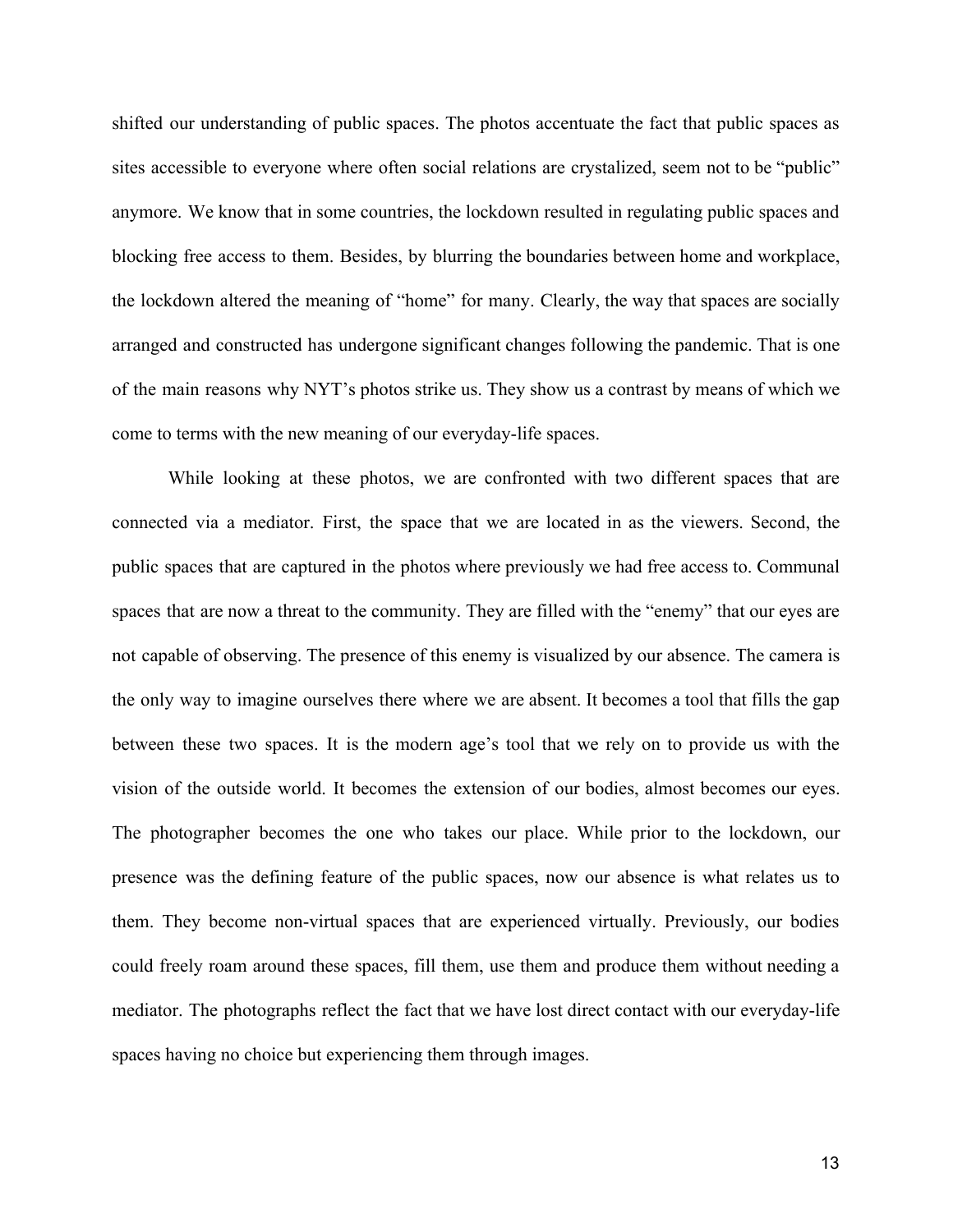shifted our understanding of public spaces. The photos accentuate the fact that public spaces as sites accessible to everyone where often social relations are crystalized, seem not to be "public" anymore. We know that in some countries, the lockdown resulted in regulating public spaces and blocking free access to them. Besides, by blurring the boundaries between home and workplace, the lockdown altered the meaning of "home" for many. Clearly, the way that spaces are socially arranged and constructed has undergone significant changes following the pandemic. That is one of the main reasons why NYT's photos strike us. They show us a contrast by means of which we come to terms with the new meaning of our everyday-life spaces.

While looking at these photos, we are confronted with two different spaces that are connected via a mediator. First, the space that we are located in as the viewers. Second, the public spaces that are captured in the photos where previously we had free access to. Communal spaces that are now a threat to the community. They are filled with the "enemy" that our eyes are not capable of observing. The presence of this enemy is visualized by our absence. The camera is the only way to imagine ourselves there where we are absent. It becomes a tool that fills the gap between these two spaces. It is the modern age's tool that we rely on to provide us with the vision of the outside world. It becomes the extension of our bodies, almost becomes our eyes. The photographer becomes the one who takes our place. While prior to the lockdown, our presence was the defining feature of the public spaces, now our absence is what relates us to them. They become non-virtual spaces that are experienced virtually. Previously, our bodies could freely roam around these spaces, fill them, use them and produce them without needing a mediator. The photographs reflect the fact that we have lost direct contact with our everyday-life spaces having no choice but experiencing them through images.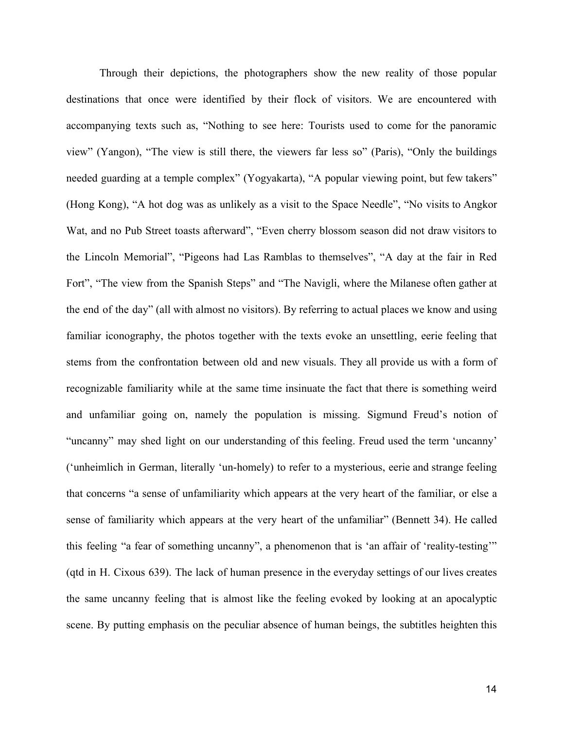Through their depictions, the photographers show the new reality of those popular destinations that once were identified by their flock of visitors. We are encountered with accompanying texts such as, “Nothing to see here: Tourists used to come for the panoramic view” (Yangon), “The view is still there, the viewers far less so” (Paris), “Only the buildings needed guarding at a temple complex” (Yogyakarta), “A popular viewing point, but few takers” (Hong Kong), “A hot dog was as unlikely as a visit to the Space Needle”, “No visits to Angkor Wat, and no Pub Street toasts afterward”, “Even cherry blossom season did not draw visitors to the Lincoln Memorial”, “Pigeons had Las Ramblas to themselves”, “A day at the fair in Red Fort”, “The view from the Spanish Steps” and “The Navigli, where the Milanese often gather at the end of the day” (all with almost no visitors). By referring to actual places we know and using familiar iconography, the photos together with the texts evoke an unsettling, eerie feeling that stems from the confrontation between old and new visuals. They all provide us with a form of recognizable familiarity while at the same time insinuate the fact that there is something weird and unfamiliar going on, namely the population is missing. Sigmund Freud’s notion of “uncanny” may shed light on our understanding of this feeling. Freud used the term ‘uncanny’ (‘unheimlich in German, literally ‘un-homely) to refer to a mysterious, eerie and strange feeling that concerns “a sense of unfamiliarity which appears at the very heart of the familiar, or else a sense of familiarity which appears at the very heart of the unfamiliar” (Bennett 34). He called this feeling “a fear of something uncanny”, a phenomenon that is ‘an affair of ‘reality-testing’” (qtd in H. Cixous 639). The lack of human presence in the everyday settings of our lives creates the same uncanny feeling that is almost like the feeling evoked by looking at an apocalyptic scene. By putting emphasis on the peculiar absence of human beings, the subtitles heighten this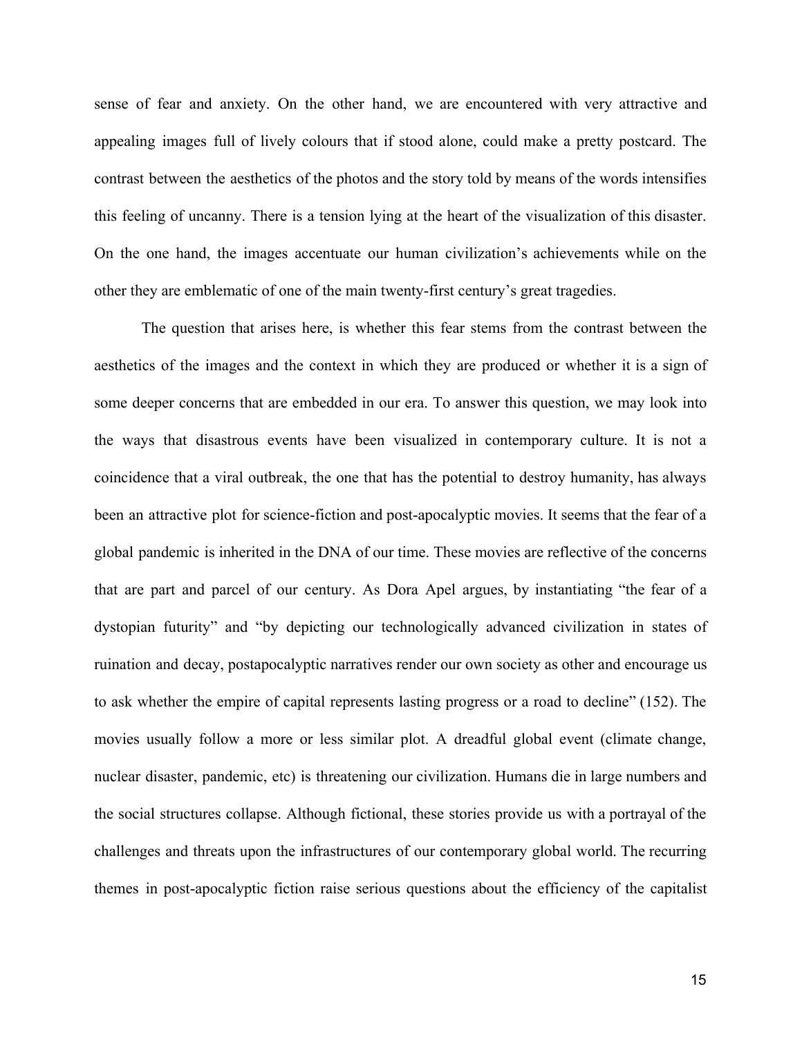sense of fear and anxiety. On the other hand, we are encountered with very attractive and appealing images full of lively colours that if stood alone, could make a pretty postcard. The contrast between the aesthetics of the photos and the story told by means of the words intensifies this feeling of uncanny. There is a tension lying at the heart of the visualization of this disaster. On the one hand, the images accentuate our human civilization's achievements while on the other they are emblematic of one of the main twenty-first century's great tragedies.

The question that arises here, is whether this fear stems from the contrast between the aesthetics of the images and the context in which they are produced or whether it is a sign of some deeper concerns that are embedded in our era. To answer this question, we may look into the ways that disastrous events have been visualized in contemporary culture. It is not a coincidence that a viral outbreak, the one that has the potential to destroy humanity, has always been an attractive plot for science-fiction and post-apocalyptic movies. It seems that the fear of a global pandemic is inherited in the DNA of our time. These movies are reflective of the concerns that are part and parcel of our century. As Dora Apel argues, by instantiating "the fear of a dystopian futurity" and "by depicting our technologically advanced civilization in states of ruination and decay, postapocalyptic narratives render our own society as other and encourage us to ask whether the empire of capital represents lasting progress or a road to decline" (152). The movies usually follow a more or less similar plot. A dreadful global event (climate change, nuclear disaster, pandemic, etc) is threatening our civilization. Humans die in large numbers and the social structures collapse. Although fictional, these stories provide us with a portrayal of the challenges and threats upon the infrastructures of our contemporary global world. The recurring themes in post-apocalyptic fiction raise serious questions about the efficiency of the capitalist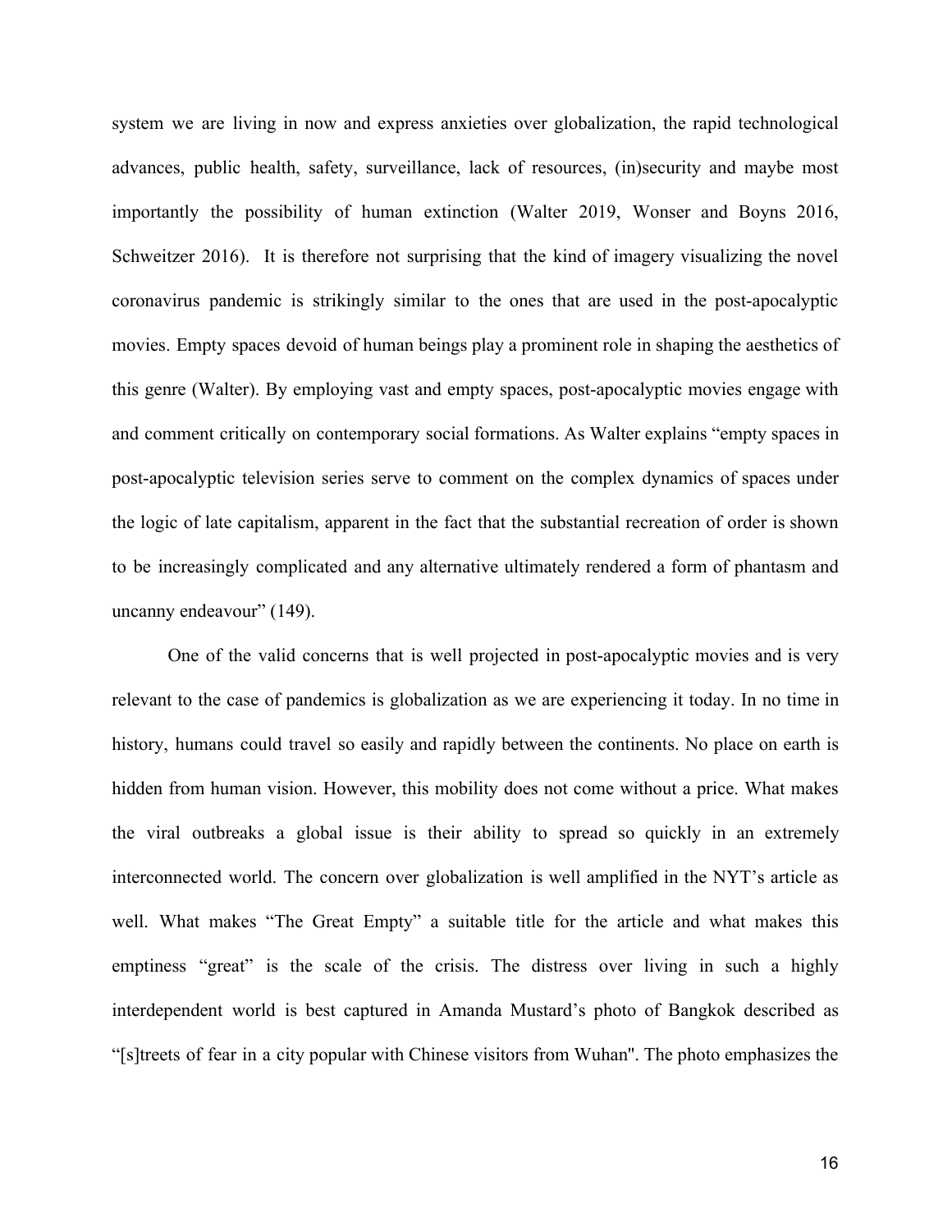system we are living in now and express anxieties over globalization, the rapid technological advances, public health, safety, surveillance, lack of resources, (in)security and maybe most importantly the possibility of human extinction (Walter 2019, Wonser and Boyns 2016, Schweitzer 2016). It is therefore not surprising that the kind of imagery visualizing the novel coronavirus pandemic is strikingly similar to the ones that are used in the post-apocalyptic movies. Empty spaces devoid of human beings play a prominent role in shaping the aesthetics of this genre (Walter). By employing vast and empty spaces, post-apocalyptic movies engage with and comment critically on contemporary social formations. As Walter explains "empty spaces in post-apocalyptic television series serve to comment on the complex dynamics of spaces under the logic of late capitalism, apparent in the fact that the substantial recreation of order is shown to be increasingly complicated and any alternative ultimately rendered a form of phantasm and uncanny endeavour" (149).

One of the valid concerns that is well projected in post-apocalyptic movies and is very relevant to the case of pandemics is globalization as we are experiencing it today. In no time in history, humans could travel so easily and rapidly between the continents. No place on earth is hidden from human vision. However, this mobility does not come without a price. What makes the viral outbreaks a global issue is their ability to spread so quickly in an extremely interconnected world. The concern over globalization is well amplified in the NYT's article as well. What makes "The Great Empty" a suitable title for the article and what makes this emptiness "great" is the scale of the crisis. The distress over living in such a highly interdependent world is best captured in Amanda Mustard's photo of Bangkok described as "[s]treets of fear in a city popular with Chinese visitors from Wuhan". The photo emphasizes the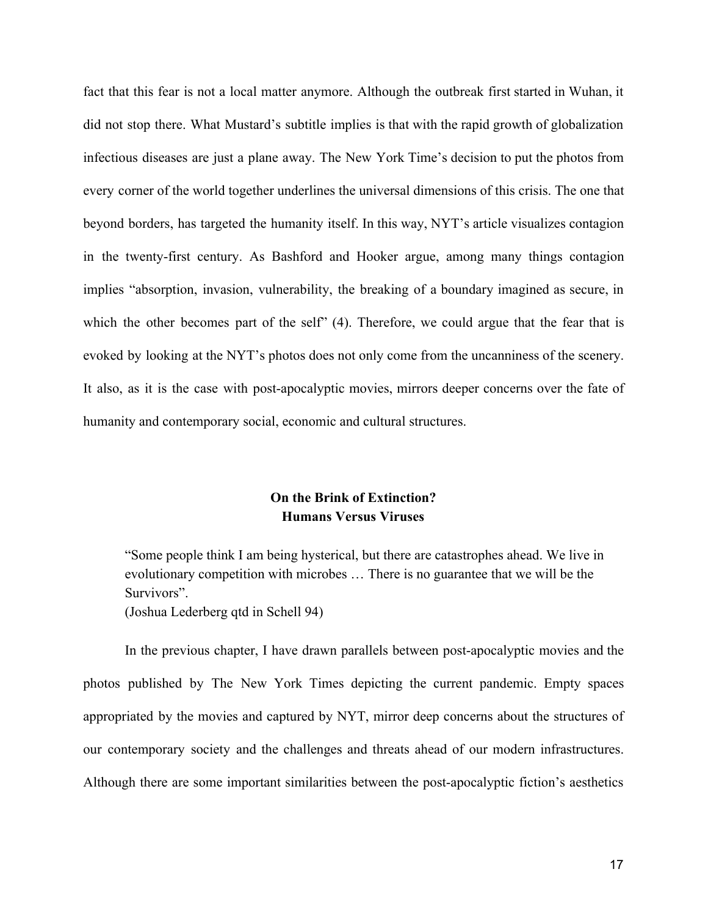fact that this fear is not a local matter anymore. Although the outbreak first started in Wuhan, it did not stop there. What Mustard's subtitle implies is that with the rapid growth of globalization infectious diseases are just a plane away. The New York Time's decision to put the photos from every corner of the world together underlines the universal dimensions of this crisis. The one that beyond borders, has targeted the humanity itself. In this way, NYT's article visualizes contagion in the twenty-first century. As Bashford and Hooker argue, among many things contagion implies "absorption, invasion, vulnerability, the breaking of a boundary imagined as secure, in which the other becomes part of the self" (4). Therefore, we could argue that the fear that is evoked by looking at the NYT's photos does not only come from the uncanniness of the scenery. It also, as it is the case with post-apocalyptic movies, mirrors deeper concerns over the fate of humanity and contemporary social, economic and cultural structures.

## On the Brink of Extinction?
## Humans Versus Viruses

> "Some people think I am being hysterical, but there are catastrophes ahead. We live in evolutionary competition with microbes … There is no guarantee that we will be the Survivors".
> (Joshua Lederberg qtd in Schell 94)

In the previous chapter, I have drawn parallels between post-apocalyptic movies and the photos published by The New York Times depicting the current pandemic. Empty spaces appropriated by the movies and captured by NYT, mirror deep concerns about the structures of our contemporary society and the challenges and threats ahead of our modern infrastructures. Although there are some important similarities between the post-apocalyptic fiction's aesthetics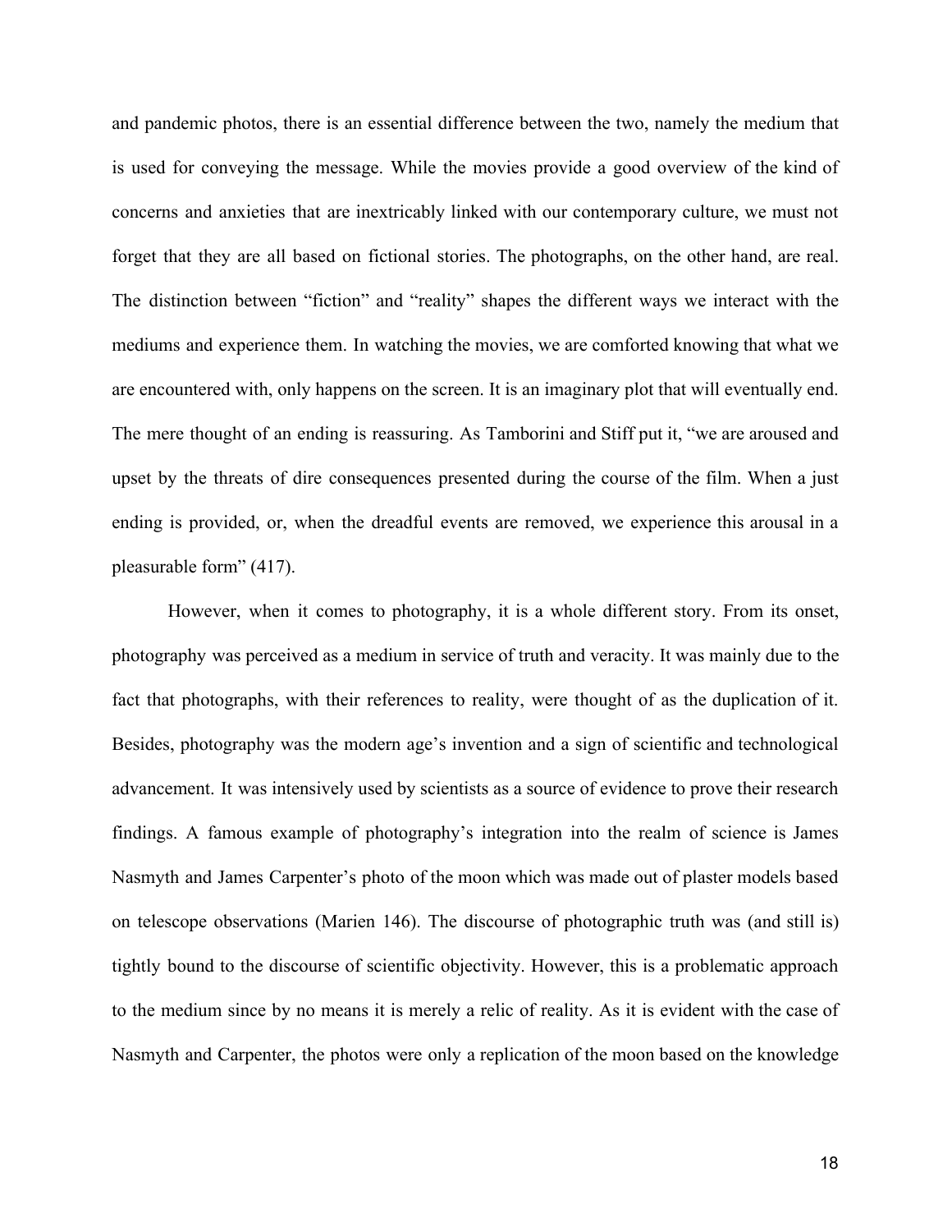and pandemic photos, there is an essential difference between the two, namely the medium that is used for conveying the message. While the movies provide a good overview of the kind of concerns and anxieties that are inextricably linked with our contemporary culture, we must not forget that they are all based on fictional stories. The photographs, on the other hand, are real. The distinction between "fiction" and "reality" shapes the different ways we interact with the mediums and experience them. In watching the movies, we are comforted knowing that what we are encountered with, only happens on the screen. It is an imaginary plot that will eventually end. The mere thought of an ending is reassuring. As Tamborini and Stiff put it, "we are aroused and upset by the threats of dire consequences presented during the course of the film. When a just ending is provided, or, when the dreadful events are removed, we experience this arousal in a pleasurable form" (417).

However, when it comes to photography, it is a whole different story. From its onset, photography was perceived as a medium in service of truth and veracity. It was mainly due to the fact that photographs, with their references to reality, were thought of as the duplication of it. Besides, photography was the modern age's invention and a sign of scientific and technological advancement. It was intensively used by scientists as a source of evidence to prove their research findings. A famous example of photography's integration into the realm of science is James Nasmyth and James Carpenter's photo of the moon which was made out of plaster models based on telescope observations (Marien 146). The discourse of photographic truth was (and still is) tightly bound to the discourse of scientific objectivity. However, this is a problematic approach to the medium since by no means it is merely a relic of reality. As it is evident with the case of Nasmyth and Carpenter, the photos were only a replication of the moon based on the knowledge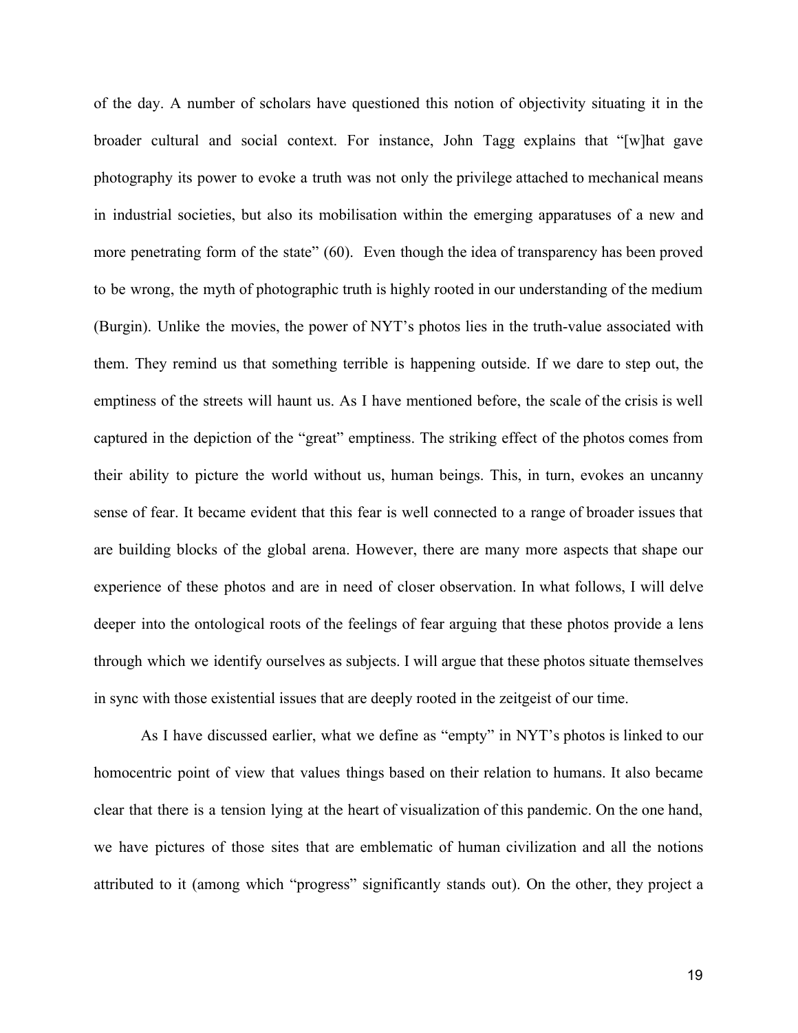of the day. A number of scholars have questioned this notion of objectivity situating it in the broader cultural and social context. For instance, John Tagg explains that "[w]hat gave photography its power to evoke a truth was not only the privilege attached to mechanical means in industrial societies, but also its mobilisation within the emerging apparatuses of a new and more penetrating form of the state" (60). Even though the idea of transparency has been proved to be wrong, the myth of photographic truth is highly rooted in our understanding of the medium (Burgin). Unlike the movies, the power of NYT's photos lies in the truth-value associated with them. They remind us that something terrible is happening outside. If we dare to step out, the emptiness of the streets will haunt us. As I have mentioned before, the scale of the crisis is well captured in the depiction of the "great" emptiness. The striking effect of the photos comes from their ability to picture the world without us, human beings. This, in turn, evokes an uncanny sense of fear. It became evident that this fear is well connected to a range of broader issues that are building blocks of the global arena. However, there are many more aspects that shape our experience of these photos and are in need of closer observation. In what follows, I will delve deeper into the ontological roots of the feelings of fear arguing that these photos provide a lens through which we identify ourselves as subjects. I will argue that these photos situate themselves in sync with those existential issues that are deeply rooted in the zeitgeist of our time.

As I have discussed earlier, what we define as "empty" in NYT's photos is linked to our homocentric point of view that values things based on their relation to humans. It also became clear that there is a tension lying at the heart of visualization of this pandemic. On the one hand, we have pictures of those sites that are emblematic of human civilization and all the notions attributed to it (among which "progress" significantly stands out). On the other, they project a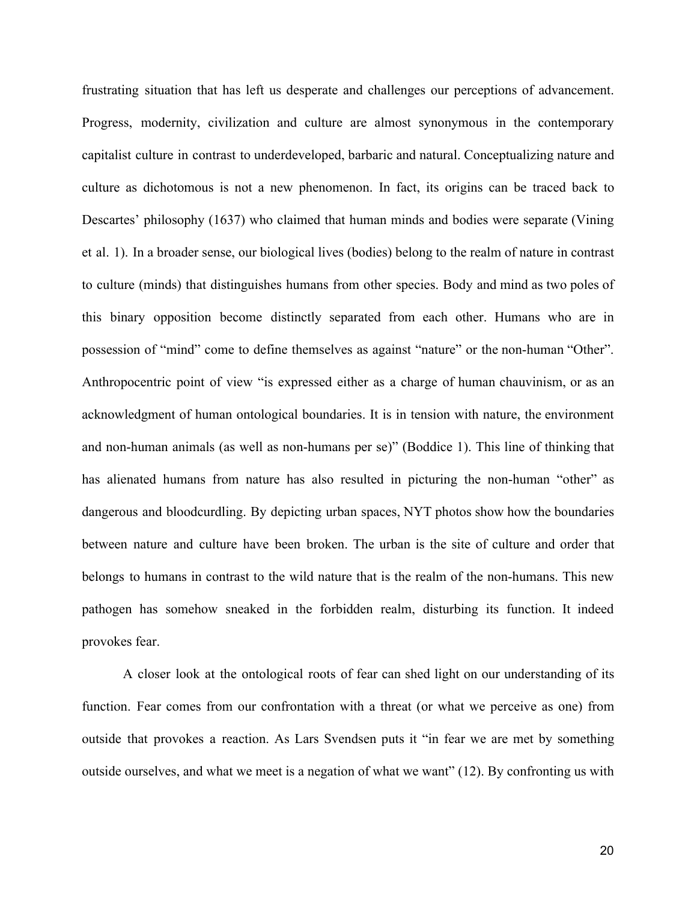frustrating situation that has left us desperate and challenges our perceptions of advancement. Progress, modernity, civilization and culture are almost synonymous in the contemporary capitalist culture in contrast to underdeveloped, barbaric and natural. Conceptualizing nature and culture as dichotomous is not a new phenomenon. In fact, its origins can be traced back to Descartes' philosophy (1637) who claimed that human minds and bodies were separate (Vining et al. 1). In a broader sense, our biological lives (bodies) belong to the realm of nature in contrast to culture (minds) that distinguishes humans from other species. Body and mind as two poles of this binary opposition become distinctly separated from each other. Humans who are in possession of "mind" come to define themselves as against "nature" or the non-human "Other". Anthropocentric point of view "is expressed either as a charge of human chauvinism, or as an acknowledgment of human ontological boundaries. It is in tension with nature, the environment and non-human animals (as well as non-humans per se)" (Boddice 1). This line of thinking that has alienated humans from nature has also resulted in picturing the non-human "other" as dangerous and bloodcurdling. By depicting urban spaces, NYT photos show how the boundaries between nature and culture have been broken. The urban is the site of culture and order that belongs to humans in contrast to the wild nature that is the realm of the non-humans. This new pathogen has somehow sneaked in the forbidden realm, disturbing its function. It indeed provokes fear.

A closer look at the ontological roots of fear can shed light on our understanding of its function. Fear comes from our confrontation with a threat (or what we perceive as one) from outside that provokes a reaction. As Lars Svendsen puts it "in fear we are met by something outside ourselves, and what we meet is a negation of what we want" (12). By confronting us with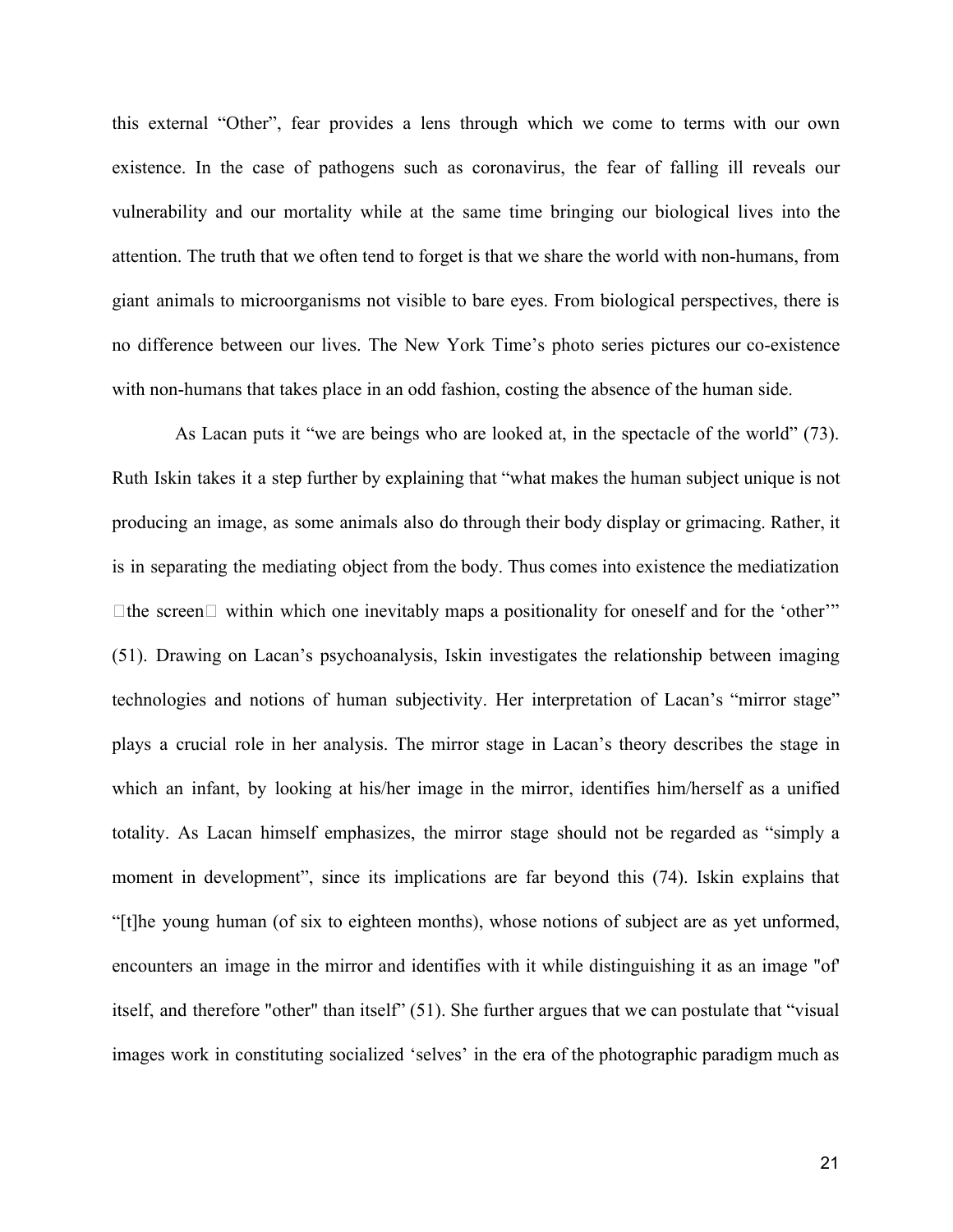this external "Other", fear provides a lens through which we come to terms with our own existence. In the case of pathogens such as coronavirus, the fear of falling ill reveals our vulnerability and our mortality while at the same time bringing our biological lives into the attention. The truth that we often tend to forget is that we share the world with non-humans, from giant animals to microorganisms not visible to bare eyes. From biological perspectives, there is no difference between our lives. The New York Time's photo series pictures our co-existence with non-humans that takes place in an odd fashion, costing the absence of the human side.

As Lacan puts it "we are beings who are looked at, in the spectacle of the world" (73). Ruth Iskin takes it a step further by explaining that "what makes the human subject unique is not producing an image, as some animals also do through their body display or grimacing. Rather, it is in separating the mediating object from the body. Thus comes into existence the mediatization the screen within which one inevitably maps a positionality for oneself and for the 'other'" (51). Drawing on Lacan's psychoanalysis, Iskin investigates the relationship between imaging technologies and notions of human subjectivity. Her interpretation of Lacan's "mirror stage" plays a crucial role in her analysis. The mirror stage in Lacan's theory describes the stage in which an infant, by looking at his/her image in the mirror, identifies him/herself as a unified totality. As Lacan himself emphasizes, the mirror stage should not be regarded as "simply a moment in development", since its implications are far beyond this (74). Iskin explains that "[t]he young human (of six to eighteen months), whose notions of subject are as yet unformed, encounters an image in the mirror and identifies with it while distinguishing it as an image "of' itself, and therefore "other" than itself" (51). She further argues that we can postulate that "visual images work in constituting socialized 'selves' in the era of the photographic paradigm much as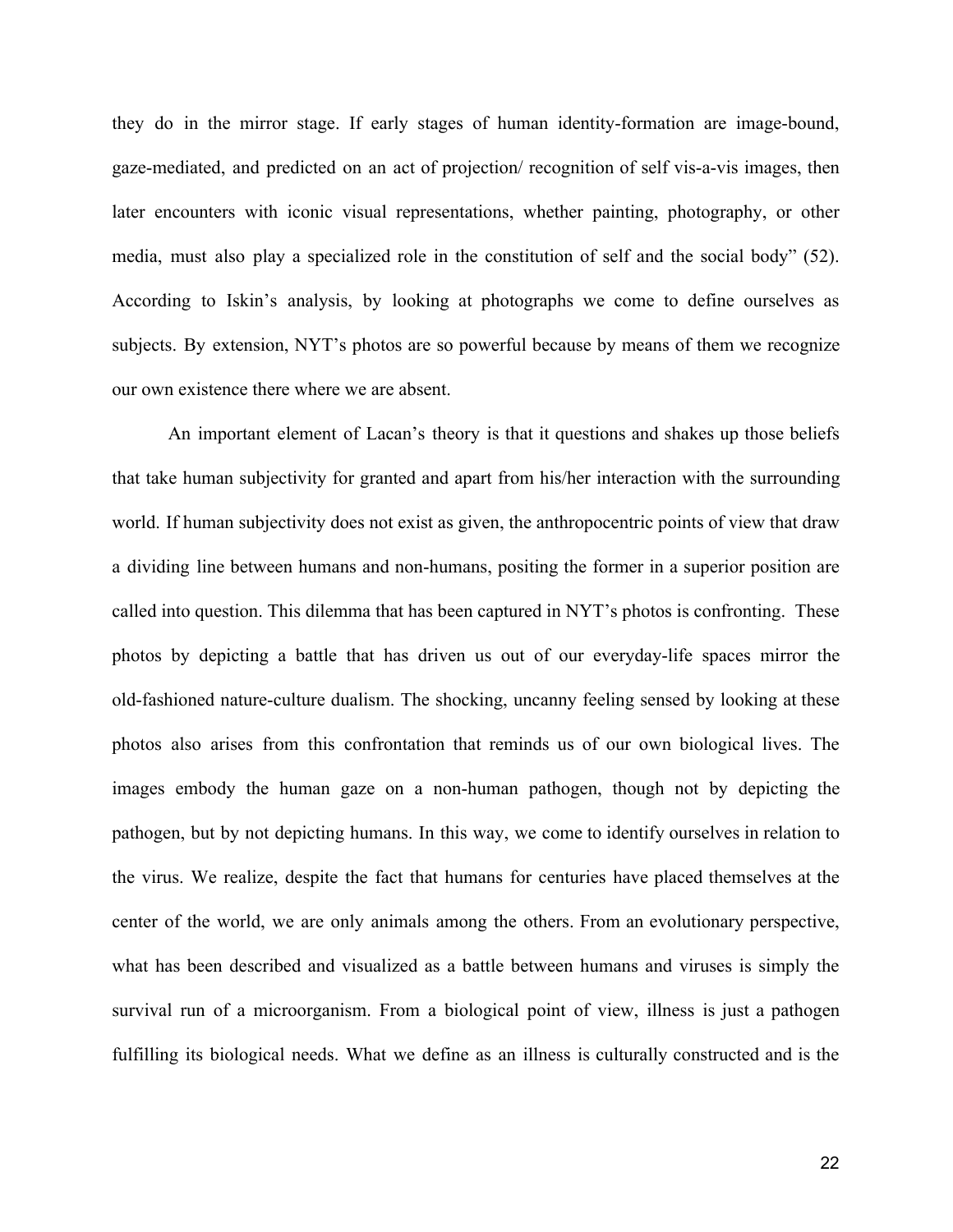they do in the mirror stage. If early stages of human identity-formation are image-bound, gaze-mediated, and predicted on an act of projection/ recognition of self vis-a-vis images, then later encounters with iconic visual representations, whether painting, photography, or other media, must also play a specialized role in the constitution of self and the social body" (52). According to Iskin's analysis, by looking at photographs we come to define ourselves as subjects. By extension, NYT's photos are so powerful because by means of them we recognize our own existence there where we are absent.

An important element of Lacan's theory is that it questions and shakes up those beliefs that take human subjectivity for granted and apart from his/her interaction with the surrounding world. If human subjectivity does not exist as given, the anthropocentric points of view that draw a dividing line between humans and non-humans, positing the former in a superior position are called into question. This dilemma that has been captured in NYT's photos is confronting. These photos by depicting a battle that has driven us out of our everyday-life spaces mirror the old-fashioned nature-culture dualism. The shocking, uncanny feeling sensed by looking at these photos also arises from this confrontation that reminds us of our own biological lives. The images embody the human gaze on a non-human pathogen, though not by depicting the pathogen, but by not depicting humans. In this way, we come to identify ourselves in relation to the virus. We realize, despite the fact that humans for centuries have placed themselves at the center of the world, we are only animals among the others. From an evolutionary perspective, what has been described and visualized as a battle between humans and viruses is simply the survival run of a microorganism. From a biological point of view, illness is just a pathogen fulfilling its biological needs. What we define as an illness is culturally constructed and is the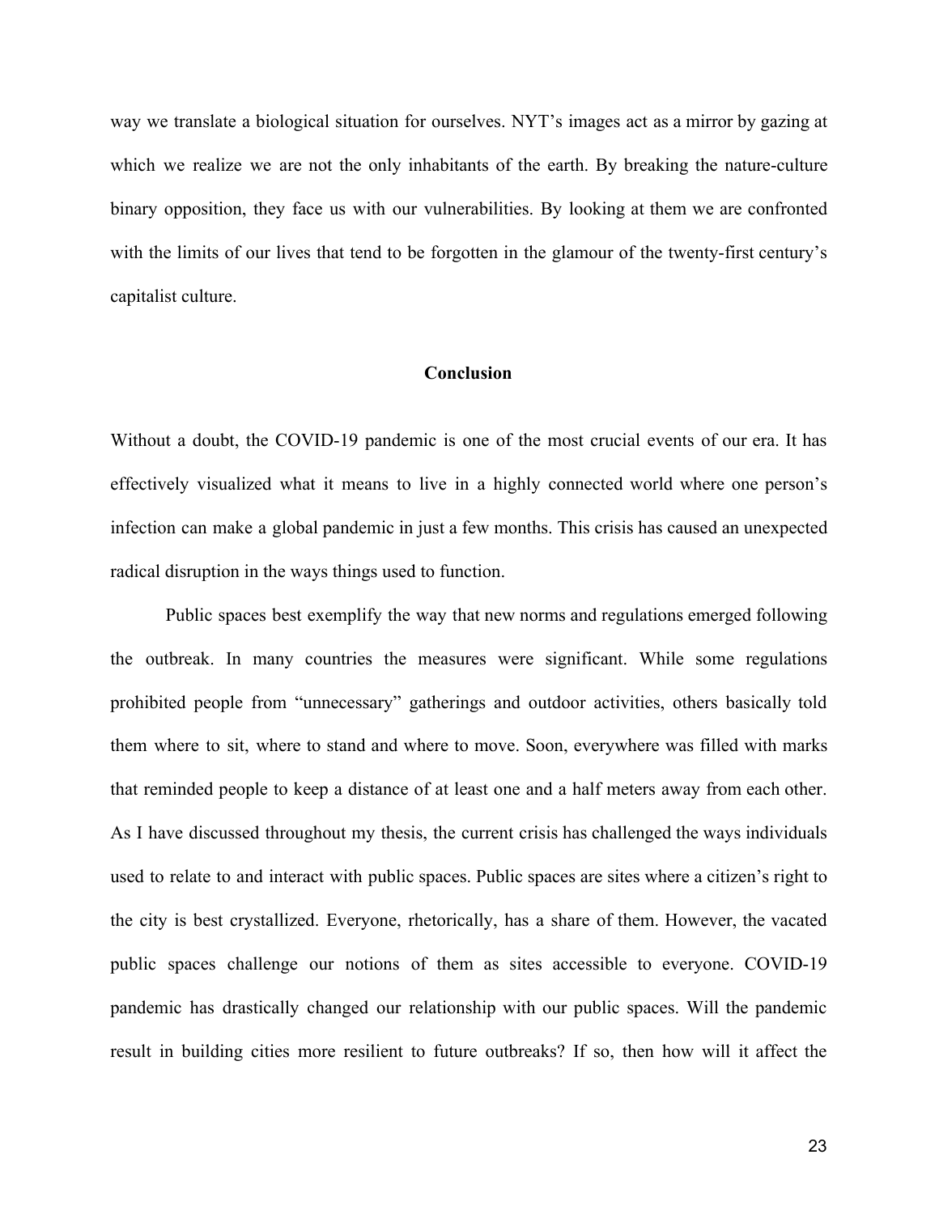way we translate a biological situation for ourselves. NYT's images act as a mirror by gazing at which we realize we are not the only inhabitants of the earth. By breaking the nature-culture binary opposition, they face us with our vulnerabilities. By looking at them we are confronted with the limits of our lives that tend to be forgotten in the glamour of the twenty-first century's capitalist culture.

## Conclusion

Without a doubt, the COVID-19 pandemic is one of the most crucial events of our era. It has effectively visualized what it means to live in a highly connected world where one person's infection can make a global pandemic in just a few months. This crisis has caused an unexpected radical disruption in the ways things used to function.

Public spaces best exemplify the way that new norms and regulations emerged following the outbreak. In many countries the measures were significant. While some regulations prohibited people from "unnecessary" gatherings and outdoor activities, others basically told them where to sit, where to stand and where to move. Soon, everywhere was filled with marks that reminded people to keep a distance of at least one and a half meters away from each other. As I have discussed throughout my thesis, the current crisis has challenged the ways individuals used to relate to and interact with public spaces. Public spaces are sites where a citizen's right to the city is best crystallized. Everyone, rhetorically, has a share of them. However, the vacated public spaces challenge our notions of them as sites accessible to everyone. COVID-19 pandemic has drastically changed our relationship with our public spaces. Will the pandemic result in building cities more resilient to future outbreaks? If so, then how will it affect the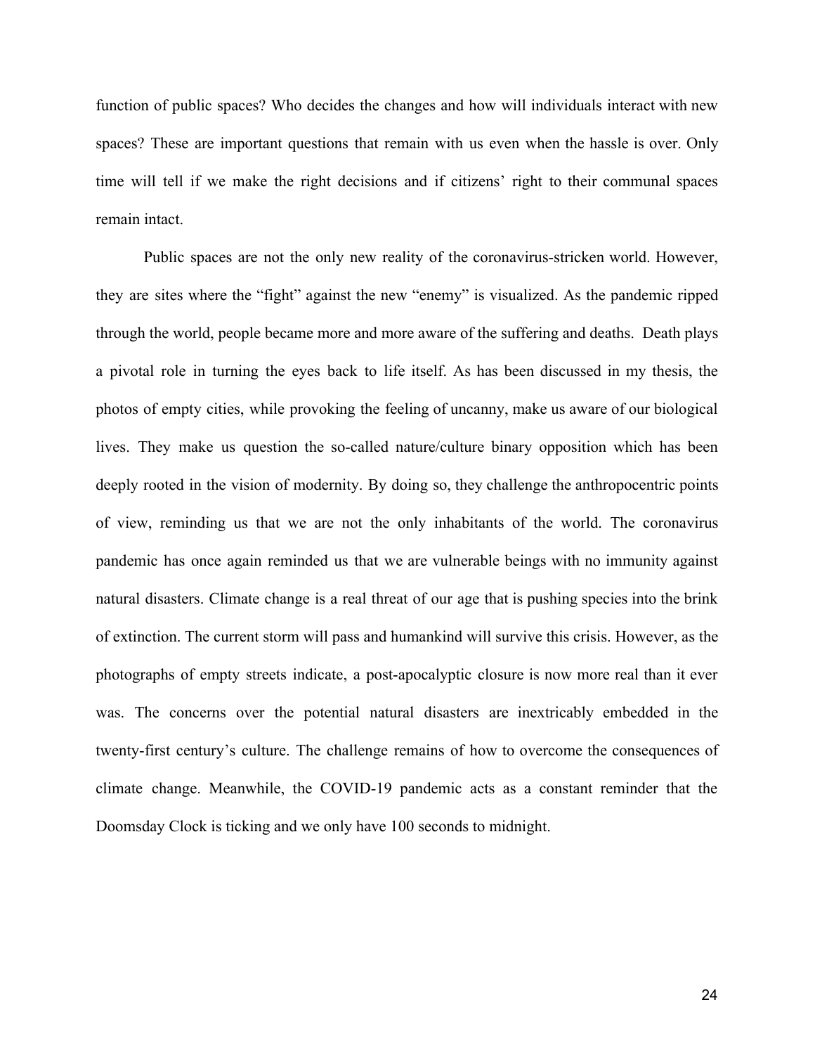function of public spaces? Who decides the changes and how will individuals interact with new spaces? These are important questions that remain with us even when the hassle is over. Only time will tell if we make the right decisions and if citizens' right to their communal spaces remain intact.

Public spaces are not the only new reality of the coronavirus-stricken world. However, they are sites where the "fight" against the new "enemy" is visualized. As the pandemic ripped through the world, people became more and more aware of the suffering and deaths. Death plays a pivotal role in turning the eyes back to life itself. As has been discussed in my thesis, the photos of empty cities, while provoking the feeling of uncanny, make us aware of our biological lives. They make us question the so-called nature/culture binary opposition which has been deeply rooted in the vision of modernity. By doing so, they challenge the anthropocentric points of view, reminding us that we are not the only inhabitants of the world. The coronavirus pandemic has once again reminded us that we are vulnerable beings with no immunity against natural disasters. Climate change is a real threat of our age that is pushing species into the brink of extinction. The current storm will pass and humankind will survive this crisis. However, as the photographs of empty streets indicate, a post-apocalyptic closure is now more real than it ever was. The concerns over the potential natural disasters are inextricably embedded in the twenty-first century's culture. The challenge remains of how to overcome the consequences of climate change. Meanwhile, the COVID-19 pandemic acts as a constant reminder that the Doomsday Clock is ticking and we only have 100 seconds to midnight.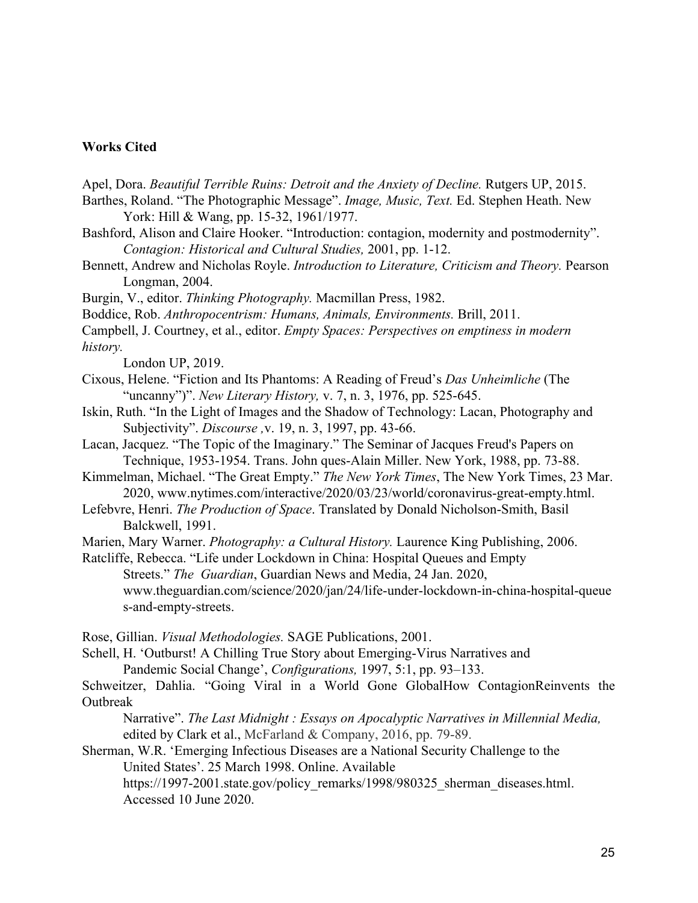**Works Cited**

Apel, Dora. *Beautiful Terrible Ruins: Detroit and the Anxiety of Decline.* Rutgers UP, 2015.

Barthes, Roland. "The Photographic Message". *Image, Music, Text.* Ed. Stephen Heath. New York: Hill & Wang, pp. 15-32, 1961/1977.

Bashford, Alison and Claire Hooker. "Introduction: contagion, modernity and postmodernity". *Contagion: Historical and Cultural Studies,* 2001, pp. 1-12.

Bennett, Andrew and Nicholas Royle. *Introduction to Literature, Criticism and Theory.* Pearson Longman, 2004.

Burgin, V., editor. *Thinking Photography.* Macmillan Press, 1982.

Boddice, Rob. *Anthropocentrism: Humans, Animals, Environments.* Brill, 2011.

Campbell, J. Courtney, et al., editor. *Empty Spaces: Perspectives on emptiness in modern history.* London UP, 2019.

Cixous, Helene. "Fiction and Its Phantoms: A Reading of Freud's *Das Unheimliche* (The "uncanny")". *New Literary History,* v. 7, n. 3, 1976, pp. 525-645.

Iskin, Ruth. "In the Light of Images and the Shadow of Technology: Lacan, Photography and Subjectivity". *Discourse ,*v. 19, n. 3, 1997, pp. 43-66.

Lacan, Jacquez. "The Topic of the Imaginary." The Seminar of Jacques Freud's Papers on Technique, 1953-1954. Trans. John ques-Alain Miller. New York, 1988, pp. 73-88.

Kimmelman, Michael. "The Great Empty." *The New York Times*, The New York Times, 23 Mar. 2020, www.nytimes.com/interactive/2020/03/23/world/coronavirus-great-empty.html.

Lefebvre, Henri. *The Production of Space*. Translated by Donald Nicholson-Smith, Basil Balckwell, 1991.

Marien, Mary Warner. *Photography: a Cultural History.* Laurence King Publishing, 2006.

Ratcliffe, Rebecca. "Life under Lockdown in China: Hospital Queues and Empty Streets." *The Guardian*, Guardian News and Media, 24 Jan. 2020, www.theguardian.com/science/2020/jan/24/life-under-lockdown-in-china-hospital-queues-and-empty-streets.

Rose, Gillian. *Visual Methodologies.* SAGE Publications, 2001.

Schell, H. 'Outburst! A Chilling True Story about Emerging-Virus Narratives and Pandemic Social Change', *Configurations,* 1997, 5:1, pp. 93–133.

Schweitzer, Dahlia. "Going Viral in a World Gone GlobalHow ContagionReinvents the Outbreak Narrative". *The Last Midnight : Essays on Apocalyptic Narratives in Millennial Media,* edited by Clark et al., McFarland & Company, 2016, pp. 79-89.

Sherman, W.R. 'Emerging Infectious Diseases are a National Security Challenge to the United States'. 25 March 1998. Online. Available https://1997-2001.state.gov/policy_remarks/1998/980325_sherman_diseases.html. Accessed 10 June 2020.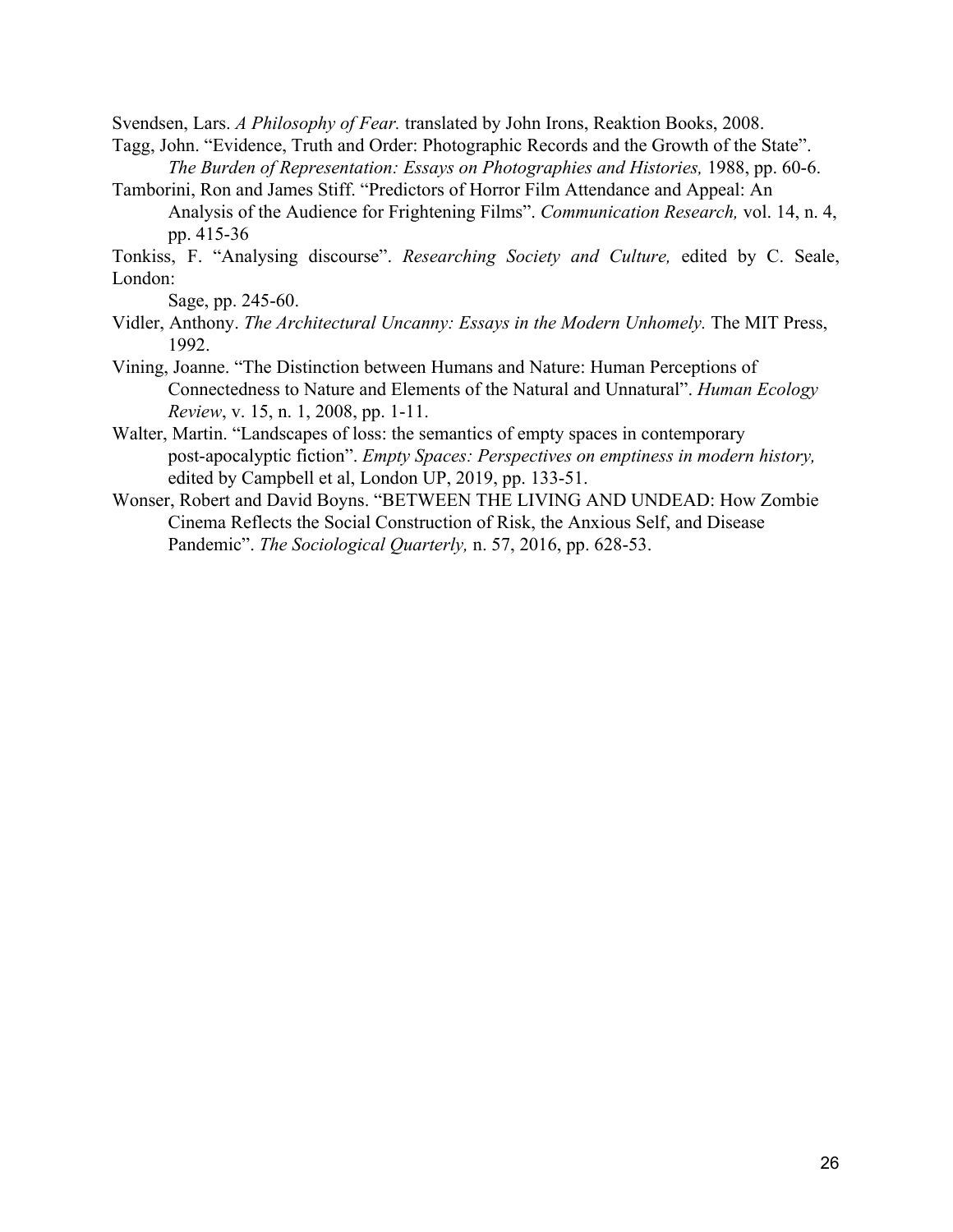Svendsen, Lars. *A Philosophy of Fear.* translated by John Irons, Reaktion Books, 2008.

Tagg, John. "Evidence, Truth and Order: Photographic Records and the Growth of the State". *The Burden of Representation: Essays on Photographies and Histories,* 1988, pp. 60-6.

Tamborini, Ron and James Stiff. "Predictors of Horror Film Attendance and Appeal: An Analysis of the Audience for Frightening Films". *Communication Research,* vol. 14, n. 4, pp. 415-36

Tonkiss, F. "Analysing discourse". *Researching Society and Culture,* edited by C. Seale, London: Sage, pp. 245-60.

Vidler, Anthony. *The Architectural Uncanny: Essays in the Modern Unhomely.* The MIT Press, 1992.

Vining, Joanne. "The Distinction between Humans and Nature: Human Perceptions of Connectedness to Nature and Elements of the Natural and Unnatural". *Human Ecology Review*, v. 15, n. 1, 2008, pp. 1-11.

Walter, Martin. "Landscapes of loss: the semantics of empty spaces in contemporary post-apocalyptic fiction". *Empty Spaces: Perspectives on emptiness in modern history,* edited by Campbell et al, London UP, 2019, pp. 133-51.

Wonser, Robert and David Boyns. "BETWEEN THE LIVING AND UNDEAD: How Zombie Cinema Reflects the Social Construction of Risk, the Anxious Self, and Disease Pandemic". *The Sociological Quarterly,* n. 57, 2016, pp. 628-53.